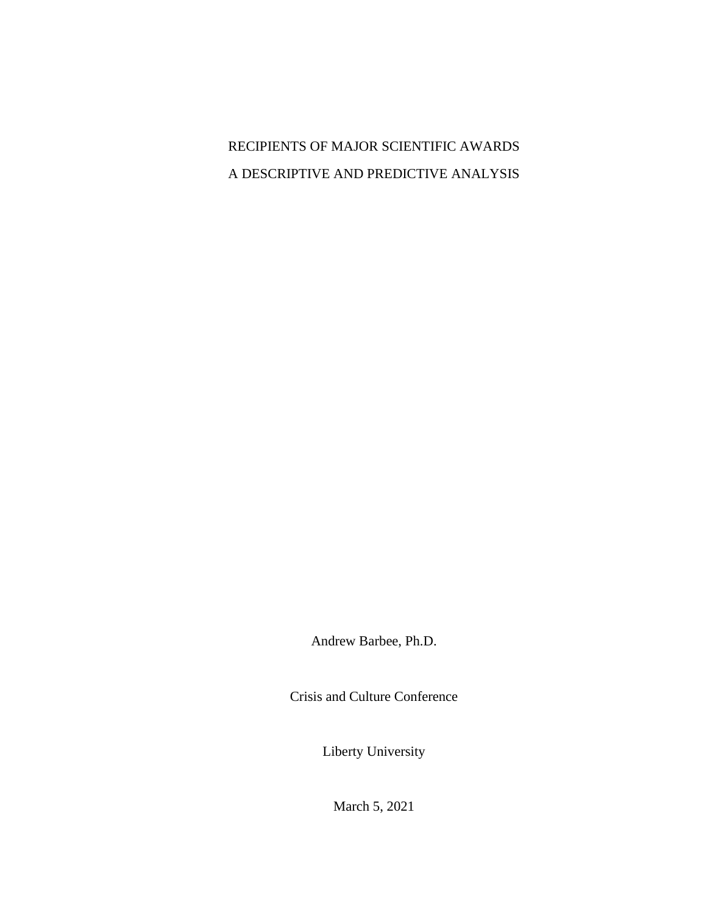# RECIPIENTS OF MAJOR SCIENTIFIC AWARDS

# A DESCRIPTIVE AND PREDICTIVE ANALYSIS

Andrew Barbee, Ph.D.

Crisis and Culture Conference

Liberty University

March 5, 2021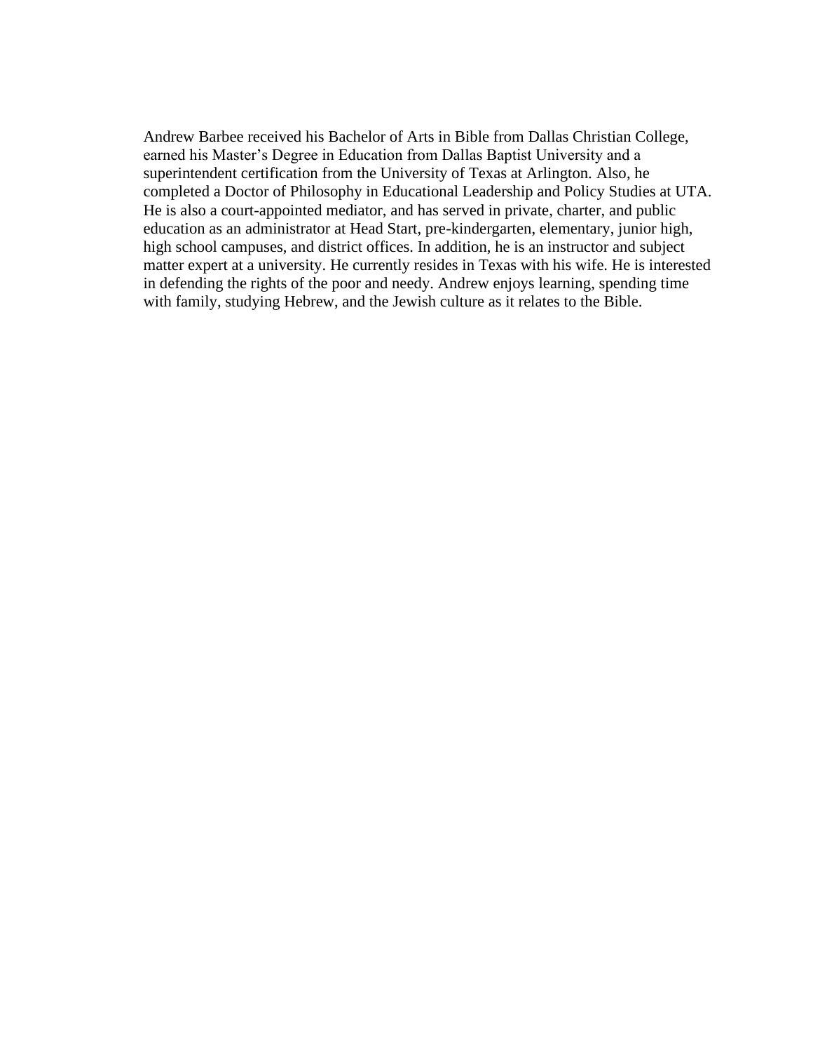Andrew Barbee received his Bachelor of Arts in Bible from Dallas Christian College, earned his Master’s Degree in Education from Dallas Baptist University and a superintendent certification from the University of Texas at Arlington. Also, he completed a Doctor of Philosophy in Educational Leadership and Policy Studies at UTA. He is also a court-appointed mediator, and has served in private, charter, and public education as an administrator at Head Start, pre-kindergarten, elementary, junior high, high school campuses, and district offices. In addition, he is an instructor and subject matter expert at a university. He currently resides in Texas with his wife. He is interested in defending the rights of the poor and needy. Andrew enjoys learning, spending time with family, studying Hebrew, and the Jewish culture as it relates to the Bible.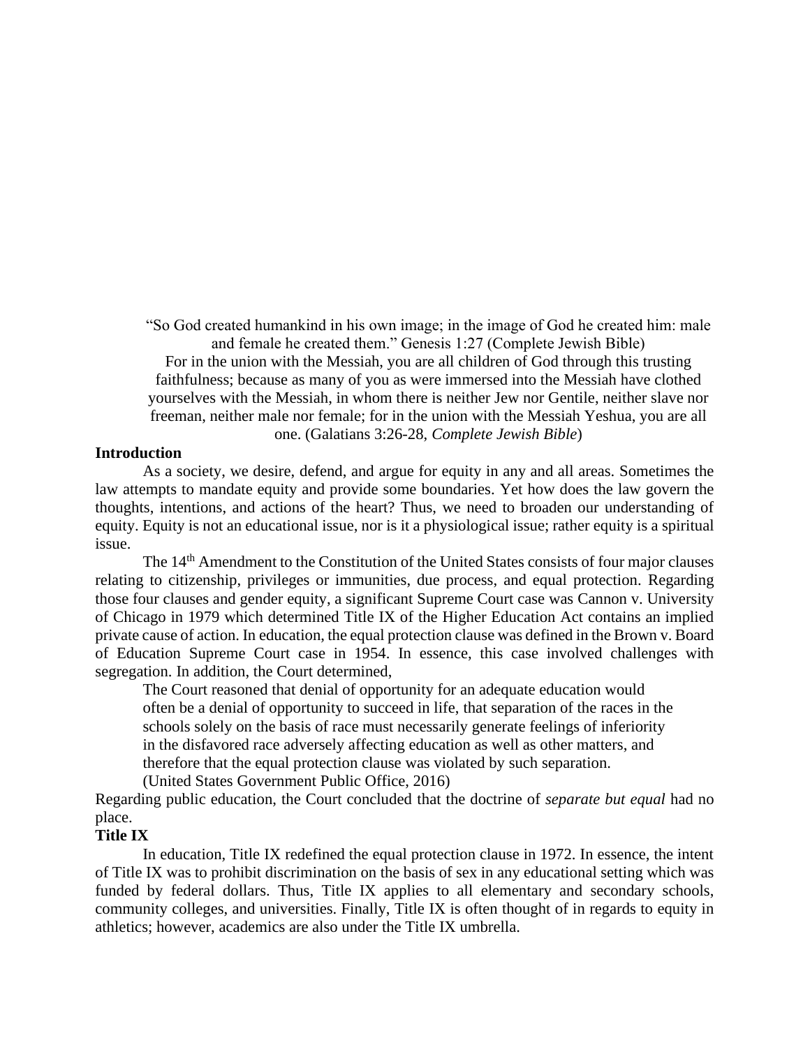"So God created humankind in his own image; in the image of God he created him: male and female he created them." Genesis 1:27 (Complete Jewish Bible)

For in the union with the Messiah, you are all children of God through this trusting faithfulness; because as many of you as were immersed into the Messiah have clothed yourselves with the Messiah, in whom there is neither Jew nor Gentile, neither slave nor freeman, neither male nor female; for in the union with the Messiah Yeshua, you are all one. (Galatians 3:26-28, *Complete Jewish Bible*)

**Introduction**

As a society, we desire, defend, and argue for equity in any and all areas. Sometimes the law attempts to mandate equity and provide some boundaries. Yet how does the law govern the thoughts, intentions, and actions of the heart? Thus, we need to broaden our understanding of equity. Equity is not an educational issue, nor is it a physiological issue; rather equity is a spiritual issue.

The 14th Amendment to the Constitution of the United States consists of four major clauses relating to citizenship, privileges or immunities, due process, and equal protection. Regarding those four clauses and gender equity, a significant Supreme Court case was Cannon v. University of Chicago in 1979 which determined Title IX of the Higher Education Act contains an implied private cause of action. In education, the equal protection clause was defined in the Brown v. Board of Education Supreme Court case in 1954. In essence, this case involved challenges with segregation. In addition, the Court determined,

> The Court reasoned that denial of opportunity for an adequate education would often be a denial of opportunity to succeed in life, that separation of the races in the schools solely on the basis of race must necessarily generate feelings of inferiority in the disfavored race adversely affecting education as well as other matters, and therefore that the equal protection clause was violated by such separation. (United States Government Public Office, 2016)

Regarding public education, the Court concluded that the doctrine of *separate but equal* had no place.

**Title IX**

In education, Title IX redefined the equal protection clause in 1972. In essence, the intent of Title IX was to prohibit discrimination on the basis of sex in any educational setting which was funded by federal dollars. Thus, Title IX applies to all elementary and secondary schools, community colleges, and universities. Finally, Title IX is often thought of in regards to equity in athletics; however, academics are also under the Title IX umbrella.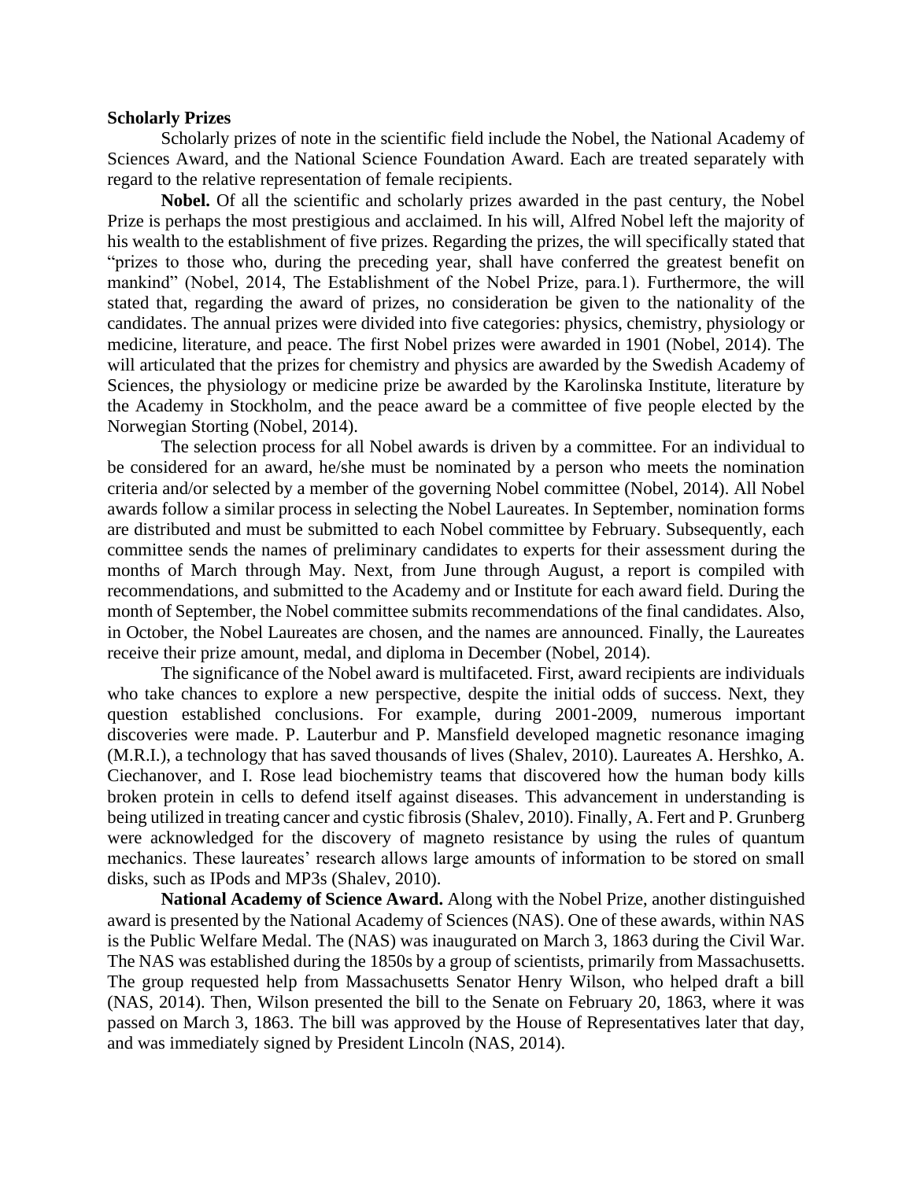**Scholarly Prizes**

Scholarly prizes of note in the scientific field include the Nobel, the National Academy of Sciences Award, and the National Science Foundation Award. Each are treated separately with regard to the relative representation of female recipients.

**Nobel.** Of all the scientific and scholarly prizes awarded in the past century, the Nobel Prize is perhaps the most prestigious and acclaimed. In his will, Alfred Nobel left the majority of his wealth to the establishment of five prizes. Regarding the prizes, the will specifically stated that "prizes to those who, during the preceding year, shall have conferred the greatest benefit on mankind" (Nobel, 2014, The Establishment of the Nobel Prize, para.1). Furthermore, the will stated that, regarding the award of prizes, no consideration be given to the nationality of the candidates. The annual prizes were divided into five categories: physics, chemistry, physiology or medicine, literature, and peace. The first Nobel prizes were awarded in 1901 (Nobel, 2014). The will articulated that the prizes for chemistry and physics are awarded by the Swedish Academy of Sciences, the physiology or medicine prize be awarded by the Karolinska Institute, literature by the Academy in Stockholm, and the peace award be a committee of five people elected by the Norwegian Storting (Nobel, 2014).

The selection process for all Nobel awards is driven by a committee. For an individual to be considered for an award, he/she must be nominated by a person who meets the nomination criteria and/or selected by a member of the governing Nobel committee (Nobel, 2014). All Nobel awards follow a similar process in selecting the Nobel Laureates. In September, nomination forms are distributed and must be submitted to each Nobel committee by February. Subsequently, each committee sends the names of preliminary candidates to experts for their assessment during the months of March through May. Next, from June through August, a report is compiled with recommendations, and submitted to the Academy and or Institute for each award field. During the month of September, the Nobel committee submits recommendations of the final candidates. Also, in October, the Nobel Laureates are chosen, and the names are announced. Finally, the Laureates receive their prize amount, medal, and diploma in December (Nobel, 2014).

The significance of the Nobel award is multifaceted. First, award recipients are individuals who take chances to explore a new perspective, despite the initial odds of success. Next, they question established conclusions. For example, during 2001-2009, numerous important discoveries were made. P. Lauterbur and P. Mansfield developed magnetic resonance imaging (M.R.I.), a technology that has saved thousands of lives (Shalev, 2010). Laureates A. Hershko, A. Ciechanover, and I. Rose lead biochemistry teams that discovered how the human body kills broken protein in cells to defend itself against diseases. This advancement in understanding is being utilized in treating cancer and cystic fibrosis (Shalev, 2010). Finally, A. Fert and P. Grunberg were acknowledged for the discovery of magneto resistance by using the rules of quantum mechanics. These laureates' research allows large amounts of information to be stored on small disks, such as IPods and MP3s (Shalev, 2010).

**National Academy of Science Award.** Along with the Nobel Prize, another distinguished award is presented by the National Academy of Sciences (NAS). One of these awards, within NAS is the Public Welfare Medal. The (NAS) was inaugurated on March 3, 1863 during the Civil War. The NAS was established during the 1850s by a group of scientists, primarily from Massachusetts. The group requested help from Massachusetts Senator Henry Wilson, who helped draft a bill (NAS, 2014). Then, Wilson presented the bill to the Senate on February 20, 1863, where it was passed on March 3, 1863. The bill was approved by the House of Representatives later that day, and was immediately signed by President Lincoln (NAS, 2014).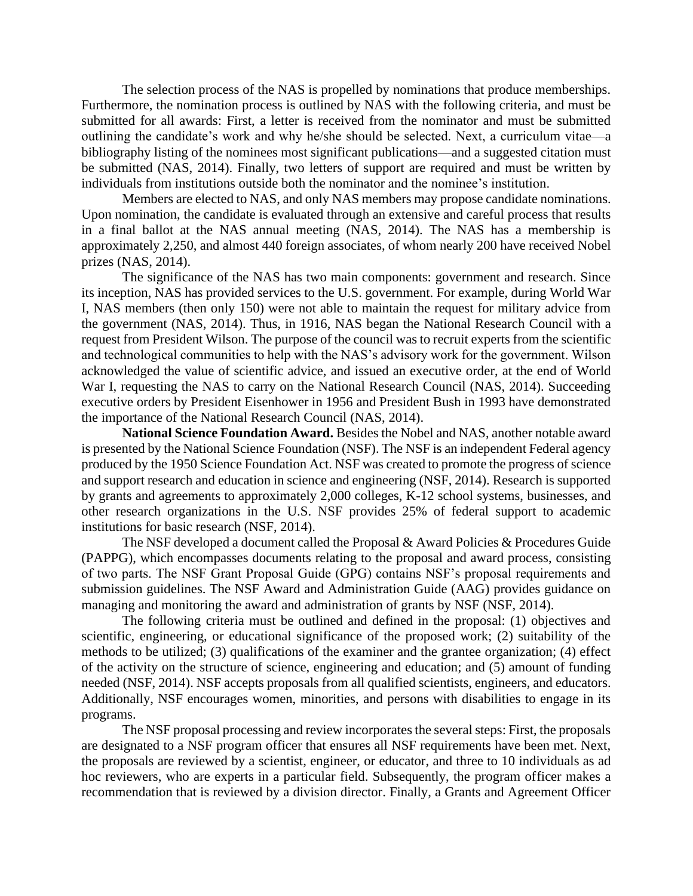The selection process of the NAS is propelled by nominations that produce memberships. Furthermore, the nomination process is outlined by NAS with the following criteria, and must be submitted for all awards: First, a letter is received from the nominator and must be submitted outlining the candidate's work and why he/she should be selected. Next, a curriculum vitae—a bibliography listing of the nominees most significant publications—and a suggested citation must be submitted (NAS, 2014). Finally, two letters of support are required and must be written by individuals from institutions outside both the nominator and the nominee's institution.

Members are elected to NAS, and only NAS members may propose candidate nominations. Upon nomination, the candidate is evaluated through an extensive and careful process that results in a final ballot at the NAS annual meeting (NAS, 2014). The NAS has a membership is approximately 2,250, and almost 440 foreign associates, of whom nearly 200 have received Nobel prizes (NAS, 2014).

The significance of the NAS has two main components: government and research. Since its inception, NAS has provided services to the U.S. government. For example, during World War I, NAS members (then only 150) were not able to maintain the request for military advice from the government (NAS, 2014). Thus, in 1916, NAS began the National Research Council with a request from President Wilson. The purpose of the council was to recruit experts from the scientific and technological communities to help with the NAS's advisory work for the government. Wilson acknowledged the value of scientific advice, and issued an executive order, at the end of World War I, requesting the NAS to carry on the National Research Council (NAS, 2014). Succeeding executive orders by President Eisenhower in 1956 and President Bush in 1993 have demonstrated the importance of the National Research Council (NAS, 2014).

**National Science Foundation Award.** Besides the Nobel and NAS, another notable award is presented by the National Science Foundation (NSF). The NSF is an independent Federal agency produced by the 1950 Science Foundation Act. NSF was created to promote the progress of science and support research and education in science and engineering (NSF, 2014). Research is supported by grants and agreements to approximately 2,000 colleges, K-12 school systems, businesses, and other research organizations in the U.S. NSF provides 25% of federal support to academic institutions for basic research (NSF, 2014).

The NSF developed a document called the Proposal & Award Policies & Procedures Guide (PAPPG), which encompasses documents relating to the proposal and award process, consisting of two parts. The NSF Grant Proposal Guide (GPG) contains NSF's proposal requirements and submission guidelines. The NSF Award and Administration Guide (AAG) provides guidance on managing and monitoring the award and administration of grants by NSF (NSF, 2014).

The following criteria must be outlined and defined in the proposal: (1) objectives and scientific, engineering, or educational significance of the proposed work; (2) suitability of the methods to be utilized; (3) qualifications of the examiner and the grantee organization; (4) effect of the activity on the structure of science, engineering and education; and (5) amount of funding needed (NSF, 2014). NSF accepts proposals from all qualified scientists, engineers, and educators. Additionally, NSF encourages women, minorities, and persons with disabilities to engage in its programs.

The NSF proposal processing and review incorporates the several steps: First, the proposals are designated to a NSF program officer that ensures all NSF requirements have been met. Next, the proposals are reviewed by a scientist, engineer, or educator, and three to 10 individuals as ad hoc reviewers, who are experts in a particular field. Subsequently, the program officer makes a recommendation that is reviewed by a division director. Finally, a Grants and Agreement Officer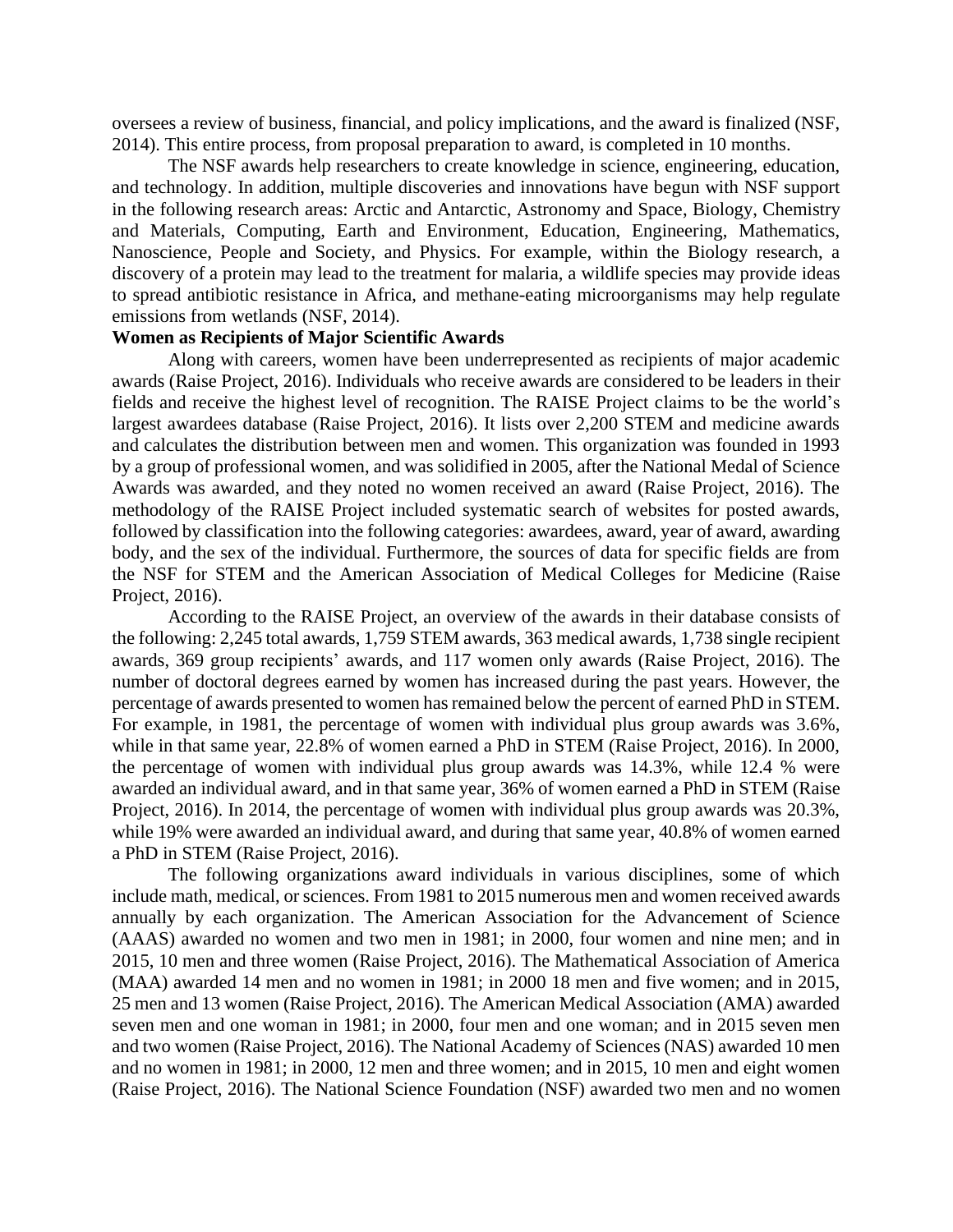oversees a review of business, financial, and policy implications, and the award is finalized (NSF, 2014). This entire process, from proposal preparation to award, is completed in 10 months.

The NSF awards help researchers to create knowledge in science, engineering, education, and technology. In addition, multiple discoveries and innovations have begun with NSF support in the following research areas: Arctic and Antarctic, Astronomy and Space, Biology, Chemistry and Materials, Computing, Earth and Environment, Education, Engineering, Mathematics, Nanoscience, People and Society, and Physics. For example, within the Biology research, a discovery of a protein may lead to the treatment for malaria, a wildlife species may provide ideas to spread antibiotic resistance in Africa, and methane-eating microorganisms may help regulate emissions from wetlands (NSF, 2014).

**Women as Recipients of Major Scientific Awards**

Along with careers, women have been underrepresented as recipients of major academic awards (Raise Project, 2016). Individuals who receive awards are considered to be leaders in their fields and receive the highest level of recognition. The RAISE Project claims to be the world's largest awardees database (Raise Project, 2016). It lists over 2,200 STEM and medicine awards and calculates the distribution between men and women. This organization was founded in 1993 by a group of professional women, and was solidified in 2005, after the National Medal of Science Awards was awarded, and they noted no women received an award (Raise Project, 2016). The methodology of the RAISE Project included systematic search of websites for posted awards, followed by classification into the following categories: awardees, award, year of award, awarding body, and the sex of the individual. Furthermore, the sources of data for specific fields are from the NSF for STEM and the American Association of Medical Colleges for Medicine (Raise Project, 2016).

According to the RAISE Project, an overview of the awards in their database consists of the following: 2,245 total awards, 1,759 STEM awards, 363 medical awards, 1,738 single recipient awards, 369 group recipients' awards, and 117 women only awards (Raise Project, 2016). The number of doctoral degrees earned by women has increased during the past years. However, the percentage of awards presented to women has remained below the percent of earned PhD in STEM. For example, in 1981, the percentage of women with individual plus group awards was 3.6%, while in that same year, 22.8% of women earned a PhD in STEM (Raise Project, 2016). In 2000, the percentage of women with individual plus group awards was 14.3%, while 12.4 % were awarded an individual award, and in that same year, 36% of women earned a PhD in STEM (Raise Project, 2016). In 2014, the percentage of women with individual plus group awards was 20.3%, while 19% were awarded an individual award, and during that same year, 40.8% of women earned a PhD in STEM (Raise Project, 2016).

The following organizations award individuals in various disciplines, some of which include math, medical, or sciences. From 1981 to 2015 numerous men and women received awards annually by each organization. The American Association for the Advancement of Science (AAAS) awarded no women and two men in 1981; in 2000, four women and nine men; and in 2015, 10 men and three women (Raise Project, 2016). The Mathematical Association of America (MAA) awarded 14 men and no women in 1981; in 2000 18 men and five women; and in 2015, 25 men and 13 women (Raise Project, 2016). The American Medical Association (AMA) awarded seven men and one woman in 1981; in 2000, four men and one woman; and in 2015 seven men and two women (Raise Project, 2016). The National Academy of Sciences (NAS) awarded 10 men and no women in 1981; in 2000, 12 men and three women; and in 2015, 10 men and eight women (Raise Project, 2016). The National Science Foundation (NSF) awarded two men and no women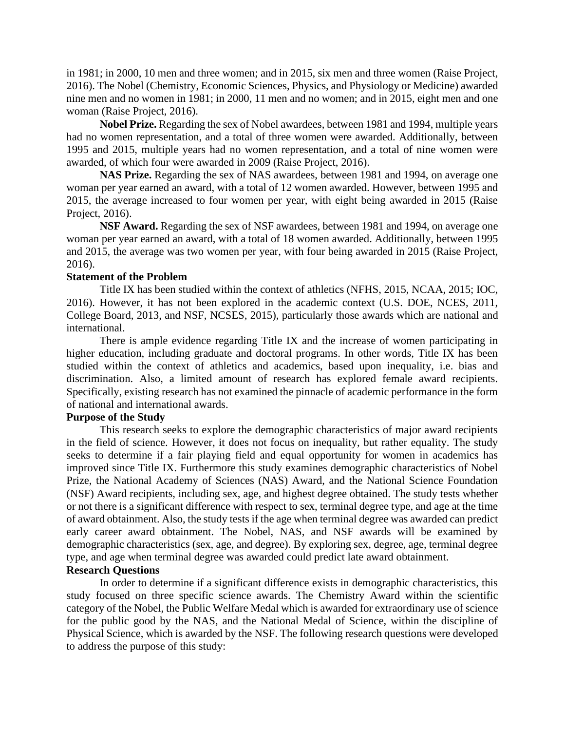in 1981; in 2000, 10 men and three women; and in 2015, six men and three women (Raise Project, 2016). The Nobel (Chemistry, Economic Sciences, Physics, and Physiology or Medicine) awarded nine men and no women in 1981; in 2000, 11 men and no women; and in 2015, eight men and one woman (Raise Project, 2016).

**Nobel Prize.** Regarding the sex of Nobel awardees, between 1981 and 1994, multiple years had no women representation, and a total of three women were awarded. Additionally, between 1995 and 2015, multiple years had no women representation, and a total of nine women were awarded, of which four were awarded in 2009 (Raise Project, 2016).

**NAS Prize.** Regarding the sex of NAS awardees, between 1981 and 1994, on average one woman per year earned an award, with a total of 12 women awarded. However, between 1995 and 2015, the average increased to four women per year, with eight being awarded in 2015 (Raise Project, 2016).

**NSF Award.** Regarding the sex of NSF awardees, between 1981 and 1994, on average one woman per year earned an award, with a total of 18 women awarded. Additionally, between 1995 and 2015, the average was two women per year, with four being awarded in 2015 (Raise Project, 2016).

**Statement of the Problem**

Title IX has been studied within the context of athletics (NFHS, 2015, NCAA, 2015; IOC, 2016). However, it has not been explored in the academic context (U.S. DOE, NCES, 2011, College Board, 2013, and NSF, NCSES, 2015), particularly those awards which are national and international.

There is ample evidence regarding Title IX and the increase of women participating in higher education, including graduate and doctoral programs. In other words, Title IX has been studied within the context of athletics and academics, based upon inequality, i.e. bias and discrimination. Also, a limited amount of research has explored female award recipients. Specifically, existing research has not examined the pinnacle of academic performance in the form of national and international awards.

**Purpose of the Study**

This research seeks to explore the demographic characteristics of major award recipients in the field of science. However, it does not focus on inequality, but rather equality. The study seeks to determine if a fair playing field and equal opportunity for women in academics has improved since Title IX. Furthermore this study examines demographic characteristics of Nobel Prize, the National Academy of Sciences (NAS) Award, and the National Science Foundation (NSF) Award recipients, including sex, age, and highest degree obtained. The study tests whether or not there is a significant difference with respect to sex, terminal degree type, and age at the time of award obtainment. Also, the study tests if the age when terminal degree was awarded can predict early career award obtainment. The Nobel, NAS, and NSF awards will be examined by demographic characteristics (sex, age, and degree). By exploring sex, degree, age, terminal degree type, and age when terminal degree was awarded could predict late award obtainment.

**Research Questions**

In order to determine if a significant difference exists in demographic characteristics, this study focused on three specific science awards. The Chemistry Award within the scientific category of the Nobel, the Public Welfare Medal which is awarded for extraordinary use of science for the public good by the NAS, and the National Medal of Science, within the discipline of Physical Science, which is awarded by the NSF. The following research questions were developed to address the purpose of this study: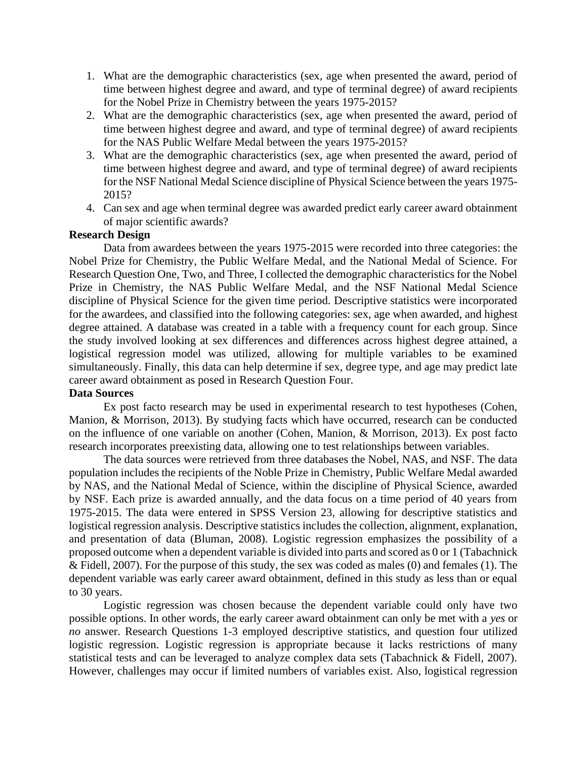1. What are the demographic characteristics (sex, age when presented the award, period of time between highest degree and award, and type of terminal degree) of award recipients for the Nobel Prize in Chemistry between the years 1975-2015?
2. What are the demographic characteristics (sex, age when presented the award, period of time between highest degree and award, and type of terminal degree) of award recipients for the NAS Public Welfare Medal between the years 1975-2015?
3. What are the demographic characteristics (sex, age when presented the award, period of time between highest degree and award, and type of terminal degree) of award recipients for the NSF National Medal Science discipline of Physical Science between the years 1975-2015?
4. Can sex and age when terminal degree was awarded predict early career award obtainment of major scientific awards?

**Research Design**

Data from awardees between the years 1975-2015 were recorded into three categories: the Nobel Prize for Chemistry, the Public Welfare Medal, and the National Medal of Science. For Research Question One, Two, and Three, I collected the demographic characteristics for the Nobel Prize in Chemistry, the NAS Public Welfare Medal, and the NSF National Medal Science discipline of Physical Science for the given time period. Descriptive statistics were incorporated for the awardees, and classified into the following categories: sex, age when awarded, and highest degree attained. A database was created in a table with a frequency count for each group. Since the study involved looking at sex differences and differences across highest degree attained, a logistical regression model was utilized, allowing for multiple variables to be examined simultaneously. Finally, this data can help determine if sex, degree type, and age may predict late career award obtainment as posed in Research Question Four.

**Data Sources**

Ex post facto research may be used in experimental research to test hypotheses (Cohen, Manion, & Morrison, 2013). By studying facts which have occurred, research can be conducted on the influence of one variable on another (Cohen, Manion, & Morrison, 2013). Ex post facto research incorporates preexisting data, allowing one to test relationships between variables.

The data sources were retrieved from three databases the Nobel, NAS, and NSF. The data population includes the recipients of the Noble Prize in Chemistry, Public Welfare Medal awarded by NAS, and the National Medal of Science, within the discipline of Physical Science, awarded by NSF. Each prize is awarded annually, and the data focus on a time period of 40 years from 1975-2015. The data were entered in SPSS Version 23, allowing for descriptive statistics and logistical regression analysis. Descriptive statistics includes the collection, alignment, explanation, and presentation of data (Bluman, 2008). Logistic regression emphasizes the possibility of a proposed outcome when a dependent variable is divided into parts and scored as 0 or 1 (Tabachnick & Fidell, 2007). For the purpose of this study, the sex was coded as males (0) and females (1). The dependent variable was early career award obtainment, defined in this study as less than or equal to 30 years.

Logistic regression was chosen because the dependent variable could only have two possible options. In other words, the early career award obtainment can only be met with a *yes* or *no* answer. Research Questions 1-3 employed descriptive statistics, and question four utilized logistic regression. Logistic regression is appropriate because it lacks restrictions of many statistical tests and can be leveraged to analyze complex data sets (Tabachnick & Fidell, 2007). However, challenges may occur if limited numbers of variables exist. Also, logistical regression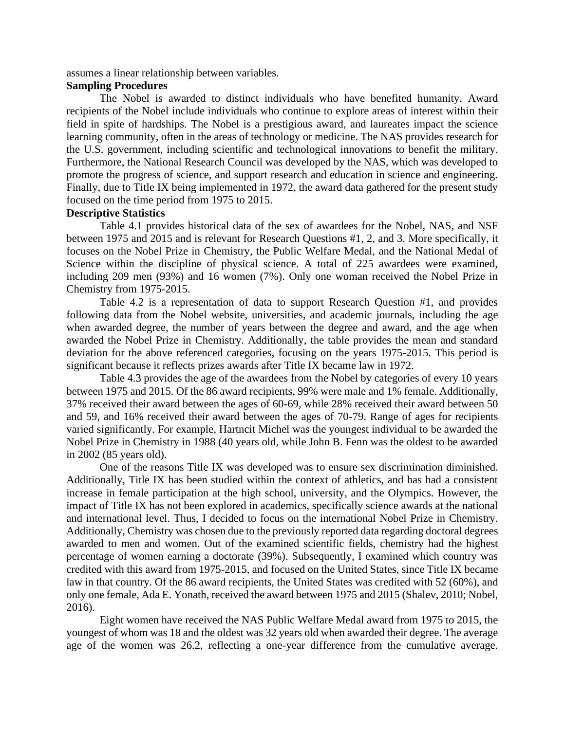assumes a linear relationship between variables.

**Sampling Procedures**

The Nobel is awarded to distinct individuals who have benefited humanity. Award recipients of the Nobel include individuals who continue to explore areas of interest within their field in spite of hardships. The Nobel is a prestigious award, and laureates impact the science learning community, often in the areas of technology or medicine. The NAS provides research for the U.S. government, including scientific and technological innovations to benefit the military. Furthermore, the National Research Council was developed by the NAS, which was developed to promote the progress of science, and support research and education in science and engineering. Finally, due to Title IX being implemented in 1972, the award data gathered for the present study focused on the time period from 1975 to 2015.

**Descriptive Statistics**

Table 4.1 provides historical data of the sex of awardees for the Nobel, NAS, and NSF between 1975 and 2015 and is relevant for Research Questions #1, 2, and 3. More specifically, it focuses on the Nobel Prize in Chemistry, the Public Welfare Medal, and the National Medal of Science within the discipline of physical science. A total of 225 awardees were examined, including 209 men (93%) and 16 women (7%). Only one woman received the Nobel Prize in Chemistry from 1975-2015.

Table 4.2 is a representation of data to support Research Question #1, and provides following data from the Nobel website, universities, and academic journals, including the age when awarded degree, the number of years between the degree and award, and the age when awarded the Nobel Prize in Chemistry. Additionally, the table provides the mean and standard deviation for the above referenced categories, focusing on the years 1975-2015. This period is significant because it reflects prizes awards after Title IX became law in 1972.

Table 4.3 provides the age of the awardees from the Nobel by categories of every 10 years between 1975 and 2015. Of the 86 award recipients, 99% were male and 1% female. Additionally, 37% received their award between the ages of 60-69, while 28% received their award between 50 and 59, and 16% received their award between the ages of 70-79. Range of ages for recipients varied significantly. For example, Hartncit Michel was the youngest individual to be awarded the Nobel Prize in Chemistry in 1988 (40 years old, while John B. Fenn was the oldest to be awarded in 2002 (85 years old).

One of the reasons Title IX was developed was to ensure sex discrimination diminished. Additionally, Title IX has been studied within the context of athletics, and has had a consistent increase in female participation at the high school, university, and the Olympics. However, the impact of Title IX has not been explored in academics, specifically science awards at the national and international level. Thus, I decided to focus on the international Nobel Prize in Chemistry. Additionally, Chemistry was chosen due to the previously reported data regarding doctoral degrees awarded to men and women. Out of the examined scientific fields, chemistry had the highest percentage of women earning a doctorate (39%). Subsequently, I examined which country was credited with this award from 1975-2015, and focused on the United States, since Title IX became law in that country. Of the 86 award recipients, the United States was credited with 52 (60%), and only one female, Ada E. Yonath, received the award between 1975 and 2015 (Shalev, 2010; Nobel, 2016).

Eight women have received the NAS Public Welfare Medal award from 1975 to 2015, the youngest of whom was 18 and the oldest was 32 years old when awarded their degree. The average age of the women was 26.2, reflecting a one-year difference from the cumulative average.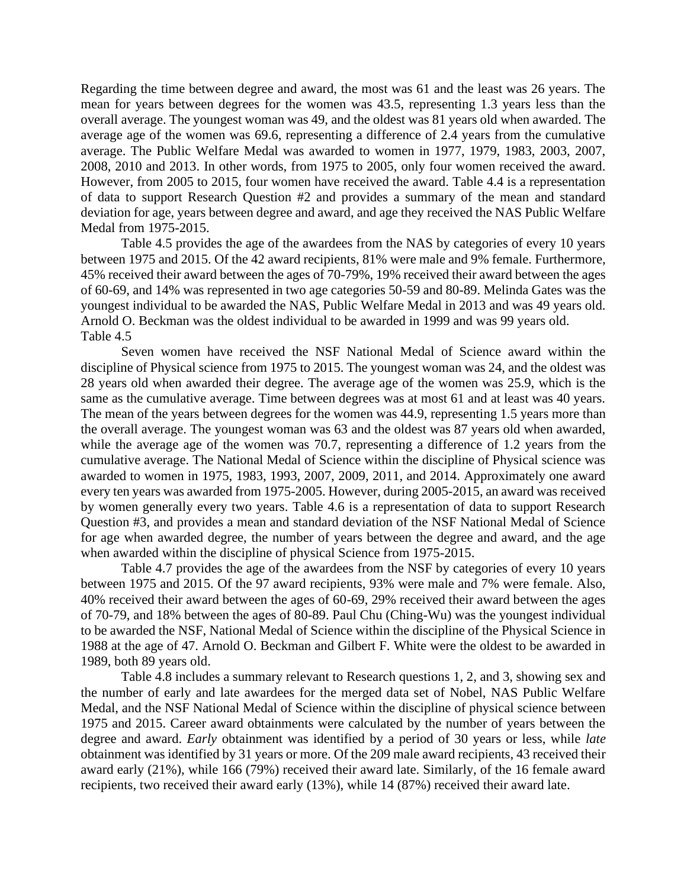Regarding the time between degree and award, the most was 61 and the least was 26 years. The mean for years between degrees for the women was 43.5, representing 1.3 years less than the overall average. The youngest woman was 49, and the oldest was 81 years old when awarded. The average age of the women was 69.6, representing a difference of 2.4 years from the cumulative average. The Public Welfare Medal was awarded to women in 1977, 1979, 1983, 2003, 2007, 2008, 2010 and 2013. In other words, from 1975 to 2005, only four women received the award. However, from 2005 to 2015, four women have received the award. Table 4.4 is a representation of data to support Research Question #2 and provides a summary of the mean and standard deviation for age, years between degree and award, and age they received the NAS Public Welfare Medal from 1975-2015.

Table 4.5 provides the age of the awardees from the NAS by categories of every 10 years between 1975 and 2015. Of the 42 award recipients, 81% were male and 9% female. Furthermore, 45% received their award between the ages of 70-79%, 19% received their award between the ages of 60-69, and 14% was represented in two age categories 50-59 and 80-89. Melinda Gates was the youngest individual to be awarded the NAS, Public Welfare Medal in 2013 and was 49 years old. Arnold O. Beckman was the oldest individual to be awarded in 1999 and was 99 years old.
Table 4.5

Seven women have received the NSF National Medal of Science award within the discipline of Physical science from 1975 to 2015. The youngest woman was 24, and the oldest was 28 years old when awarded their degree. The average age of the women was 25.9, which is the same as the cumulative average. Time between degrees was at most 61 and at least was 40 years. The mean of the years between degrees for the women was 44.9, representing 1.5 years more than the overall average. The youngest woman was 63 and the oldest was 87 years old when awarded, while the average age of the women was 70.7, representing a difference of 1.2 years from the cumulative average. The National Medal of Science within the discipline of Physical science was awarded to women in 1975, 1983, 1993, 2007, 2009, 2011, and 2014. Approximately one award every ten years was awarded from 1975-2005. However, during 2005-2015, an award was received by women generally every two years. Table 4.6 is a representation of data to support Research Question #3, and provides a mean and standard deviation of the NSF National Medal of Science for age when awarded degree, the number of years between the degree and award, and the age when awarded within the discipline of physical Science from 1975-2015.

Table 4.7 provides the age of the awardees from the NSF by categories of every 10 years between 1975 and 2015. Of the 97 award recipients, 93% were male and 7% were female. Also, 40% received their award between the ages of 60-69, 29% received their award between the ages of 70-79, and 18% between the ages of 80-89. Paul Chu (Ching-Wu) was the youngest individual to be awarded the NSF, National Medal of Science within the discipline of the Physical Science in 1988 at the age of 47. Arnold O. Beckman and Gilbert F. White were the oldest to be awarded in 1989, both 89 years old.

Table 4.8 includes a summary relevant to Research questions 1, 2, and 3, showing sex and the number of early and late awardees for the merged data set of Nobel, NAS Public Welfare Medal, and the NSF National Medal of Science within the discipline of physical science between 1975 and 2015. Career award obtainments were calculated by the number of years between the degree and award. *Early* obtainment was identified by a period of 30 years or less, while *late* obtainment was identified by 31 years or more. Of the 209 male award recipients, 43 received their award early (21%), while 166 (79%) received their award late. Similarly, of the 16 female award recipients, two received their award early (13%), while 14 (87%) received their award late.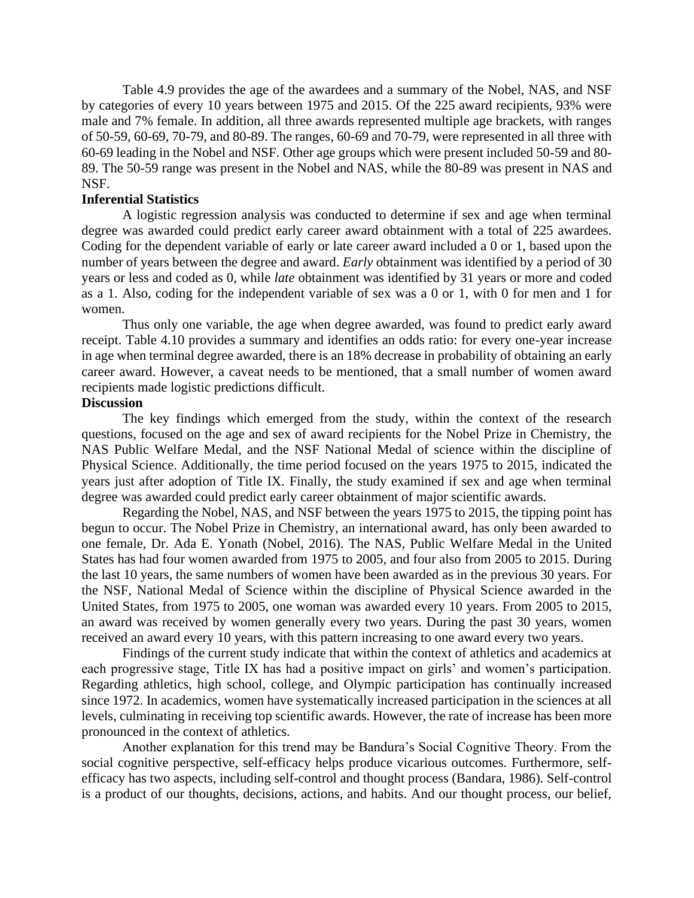Table 4.9 provides the age of the awardees and a summary of the Nobel, NAS, and NSF by categories of every 10 years between 1975 and 2015. Of the 225 award recipients, 93% were male and 7% female. In addition, all three awards represented multiple age brackets, with ranges of 50-59, 60-69, 70-79, and 80-89. The ranges, 60-69 and 70-79, were represented in all three with 60-69 leading in the Nobel and NSF. Other age groups which were present included 50-59 and 80-89. The 50-59 range was present in the Nobel and NAS, while the 80-89 was present in NAS and NSF.

**Inferential Statistics**

A logistic regression analysis was conducted to determine if sex and age when terminal degree was awarded could predict early career award obtainment with a total of 225 awardees. Coding for the dependent variable of early or late career award included a 0 or 1, based upon the number of years between the degree and award. *Early* obtainment was identified by a period of 30 years or less and coded as 0, while *late* obtainment was identified by 31 years or more and coded as a 1. Also, coding for the independent variable of sex was a 0 or 1, with 0 for men and 1 for women.

Thus only one variable, the age when degree awarded, was found to predict early award receipt. Table 4.10 provides a summary and identifies an odds ratio: for every one-year increase in age when terminal degree awarded, there is an 18% decrease in probability of obtaining an early career award. However, a caveat needs to be mentioned, that a small number of women award recipients made logistic predictions difficult.

**Discussion**

The key findings which emerged from the study, within the context of the research questions, focused on the age and sex of award recipients for the Nobel Prize in Chemistry, the NAS Public Welfare Medal, and the NSF National Medal of science within the discipline of Physical Science. Additionally, the time period focused on the years 1975 to 2015, indicated the years just after adoption of Title IX. Finally, the study examined if sex and age when terminal degree was awarded could predict early career obtainment of major scientific awards.

Regarding the Nobel, NAS, and NSF between the years 1975 to 2015, the tipping point has begun to occur. The Nobel Prize in Chemistry, an international award, has only been awarded to one female, Dr. Ada E. Yonath (Nobel, 2016). The NAS, Public Welfare Medal in the United States has had four women awarded from 1975 to 2005, and four also from 2005 to 2015. During the last 10 years, the same numbers of women have been awarded as in the previous 30 years. For the NSF, National Medal of Science within the discipline of Physical Science awarded in the United States, from 1975 to 2005, one woman was awarded every 10 years. From 2005 to 2015, an award was received by women generally every two years. During the past 30 years, women received an award every 10 years, with this pattern increasing to one award every two years.

Findings of the current study indicate that within the context of athletics and academics at each progressive stage, Title IX has had a positive impact on girls' and women's participation. Regarding athletics, high school, college, and Olympic participation has continually increased since 1972. In academics, women have systematically increased participation in the sciences at all levels, culminating in receiving top scientific awards. However, the rate of increase has been more pronounced in the context of athletics.

Another explanation for this trend may be Bandura's Social Cognitive Theory. From the social cognitive perspective, self-efficacy helps produce vicarious outcomes. Furthermore, self-efficacy has two aspects, including self-control and thought process (Bandara, 1986). Self-control is a product of our thoughts, decisions, actions, and habits. And our thought process, our belief,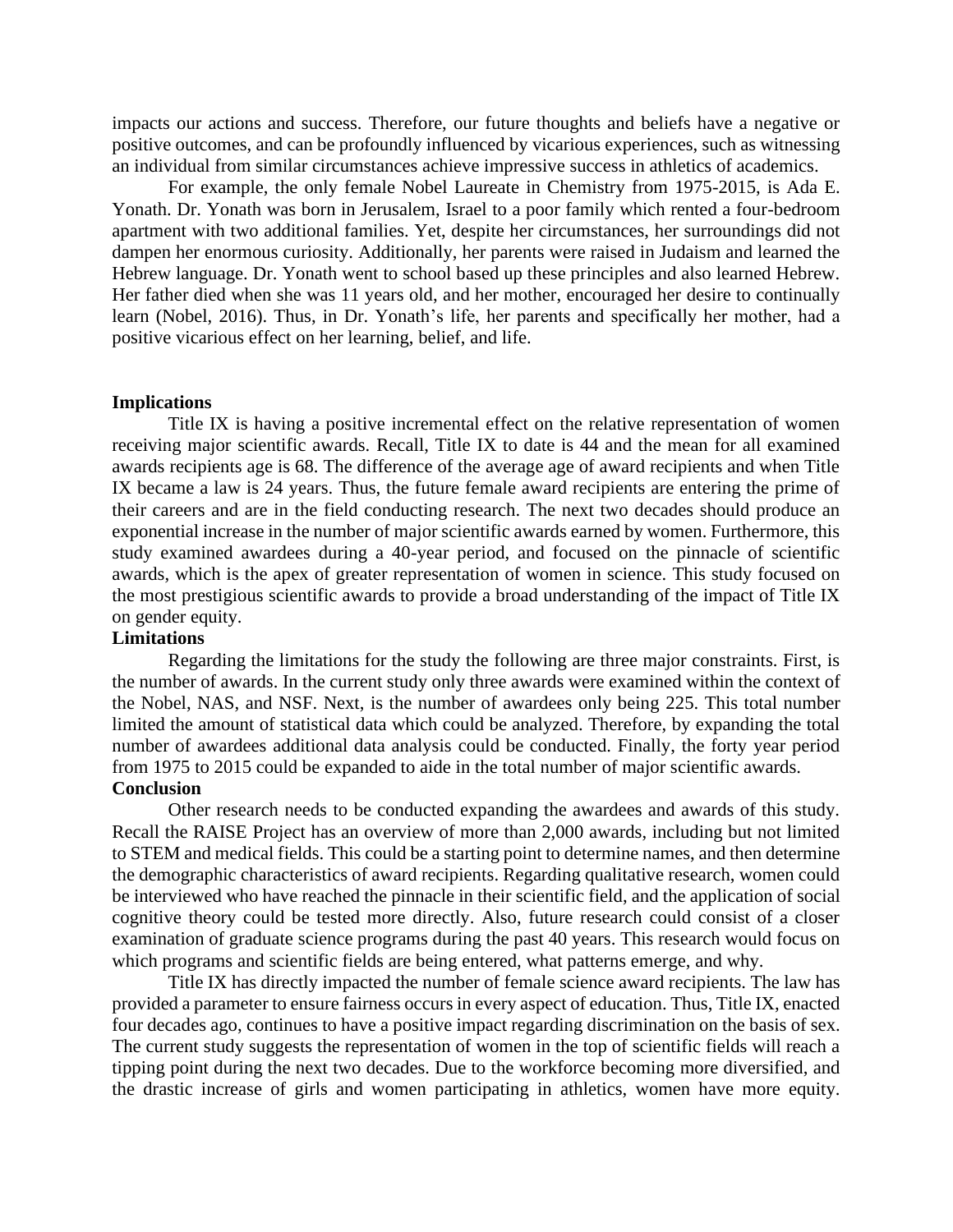impacts our actions and success. Therefore, our future thoughts and beliefs have a negative or positive outcomes, and can be profoundly influenced by vicarious experiences, such as witnessing an individual from similar circumstances achieve impressive success in athletics of academics.

For example, the only female Nobel Laureate in Chemistry from 1975-2015, is Ada E. Yonath. Dr. Yonath was born in Jerusalem, Israel to a poor family which rented a four-bedroom apartment with two additional families. Yet, despite her circumstances, her surroundings did not dampen her enormous curiosity. Additionally, her parents were raised in Judaism and learned the Hebrew language. Dr. Yonath went to school based up these principles and also learned Hebrew. Her father died when she was 11 years old, and her mother, encouraged her desire to continually learn (Nobel, 2016). Thus, in Dr. Yonath's life, her parents and specifically her mother, had a positive vicarious effect on her learning, belief, and life.

**Implications**

Title IX is having a positive incremental effect on the relative representation of women receiving major scientific awards. Recall, Title IX to date is 44 and the mean for all examined awards recipients age is 68. The difference of the average age of award recipients and when Title IX became a law is 24 years. Thus, the future female award recipients are entering the prime of their careers and are in the field conducting research. The next two decades should produce an exponential increase in the number of major scientific awards earned by women. Furthermore, this study examined awardees during a 40-year period, and focused on the pinnacle of scientific awards, which is the apex of greater representation of women in science. This study focused on the most prestigious scientific awards to provide a broad understanding of the impact of Title IX on gender equity.

**Limitations**

Regarding the limitations for the study the following are three major constraints. First, is the number of awards. In the current study only three awards were examined within the context of the Nobel, NAS, and NSF. Next, is the number of awardees only being 225. This total number limited the amount of statistical data which could be analyzed. Therefore, by expanding the total number of awardees additional data analysis could be conducted. Finally, the forty year period from 1975 to 2015 could be expanded to aide in the total number of major scientific awards.

**Conclusion**

Other research needs to be conducted expanding the awardees and awards of this study. Recall the RAISE Project has an overview of more than 2,000 awards, including but not limited to STEM and medical fields. This could be a starting point to determine names, and then determine the demographic characteristics of award recipients. Regarding qualitative research, women could be interviewed who have reached the pinnacle in their scientific field, and the application of social cognitive theory could be tested more directly. Also, future research could consist of a closer examination of graduate science programs during the past 40 years. This research would focus on which programs and scientific fields are being entered, what patterns emerge, and why.

Title IX has directly impacted the number of female science award recipients. The law has provided a parameter to ensure fairness occurs in every aspect of education. Thus, Title IX, enacted four decades ago, continues to have a positive impact regarding discrimination on the basis of sex. The current study suggests the representation of women in the top of scientific fields will reach a tipping point during the next two decades. Due to the workforce becoming more diversified, and the drastic increase of girls and women participating in athletics, women have more equity.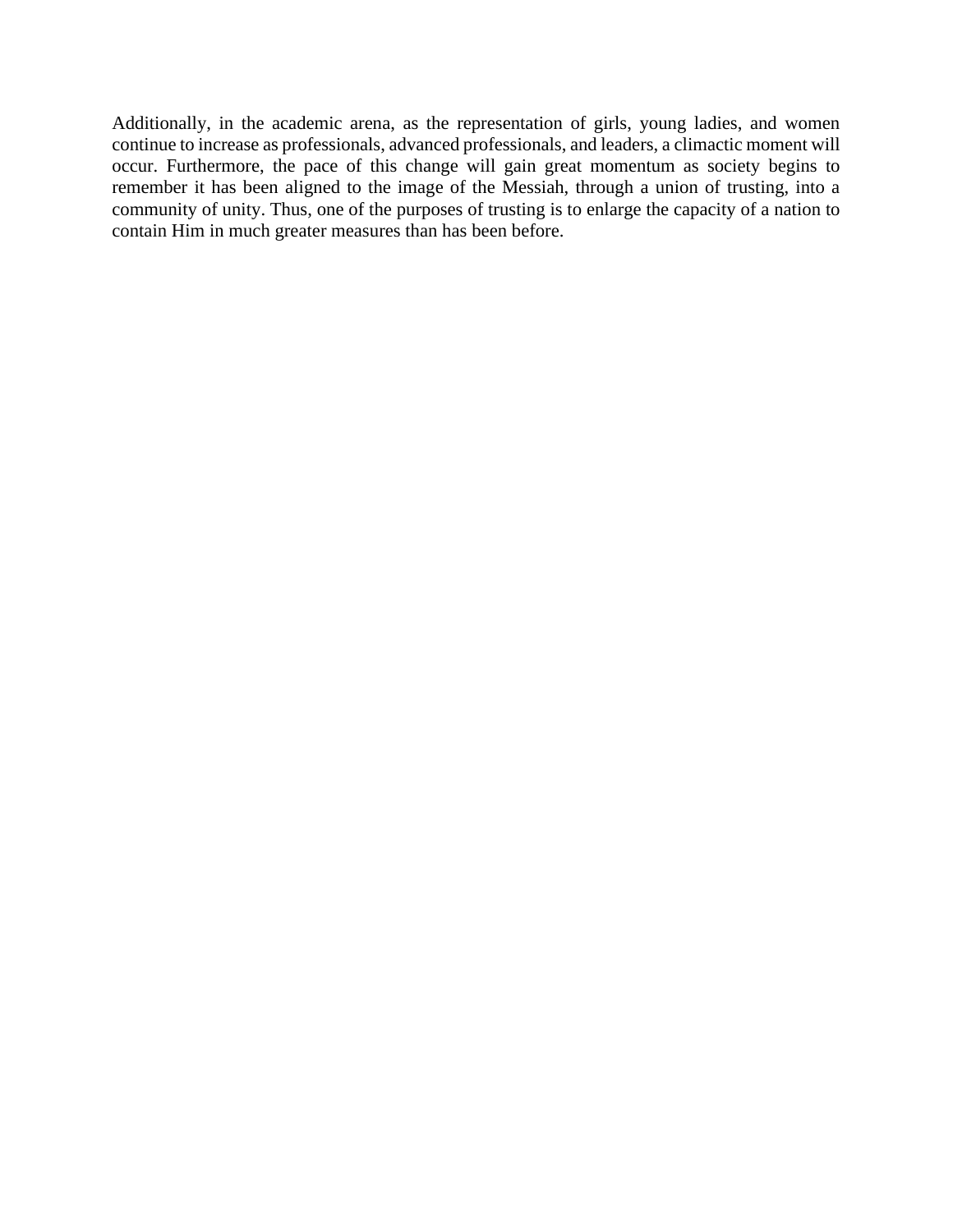Additionally, in the academic arena, as the representation of girls, young ladies, and women continue to increase as professionals, advanced professionals, and leaders, a climactic moment will occur. Furthermore, the pace of this change will gain great momentum as society begins to remember it has been aligned to the image of the Messiah, through a union of trusting, into a community of unity. Thus, one of the purposes of trusting is to enlarge the capacity of a nation to contain Him in much greater measures than has been before.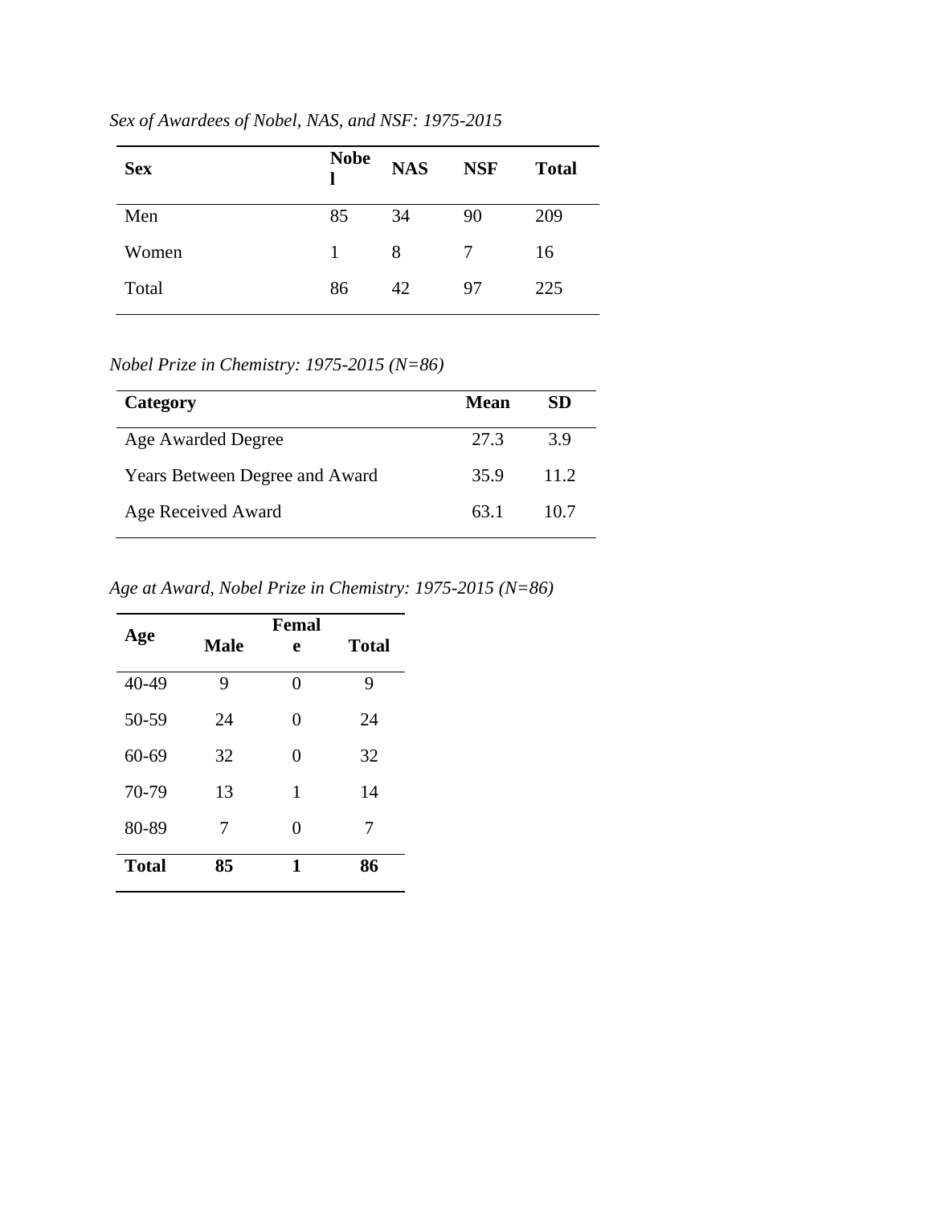*Sex of Awardees of Nobel, NAS, and NSF: 1975-2015*

| Sex | Nobel | NAS | NSF | Total |
|---|---|---|---|---|
| Men | 85 | 34 | 90 | 209 |
| Women | 1 | 8 | 7 | 16 |
| Total | 86 | 42 | 97 | 225 |

*Nobel Prize in Chemistry: 1975-2015 (N=86)*

| Category | Mean | SD |
|---|---|---|
| Age Awarded Degree | 27.3 | 3.9 |
| Years Between Degree and Award | 35.9 | 11.2 |
| Age Received Award | 63.1 | 10.7 |

*Age at Award, Nobel Prize in Chemistry: 1975-2015 (N=86)*

| Age | Male | Female | Total |
|---|---|---|---|
| 40-49 | 9 | 0 | 9 |
| 50-59 | 24 | 0 | 24 |
| 60-69 | 32 | 0 | 32 |
| 70-79 | 13 | 1 | 14 |
| 80-89 | 7 | 0 | 7 |
| **Total** | **85** | **1** | **86** |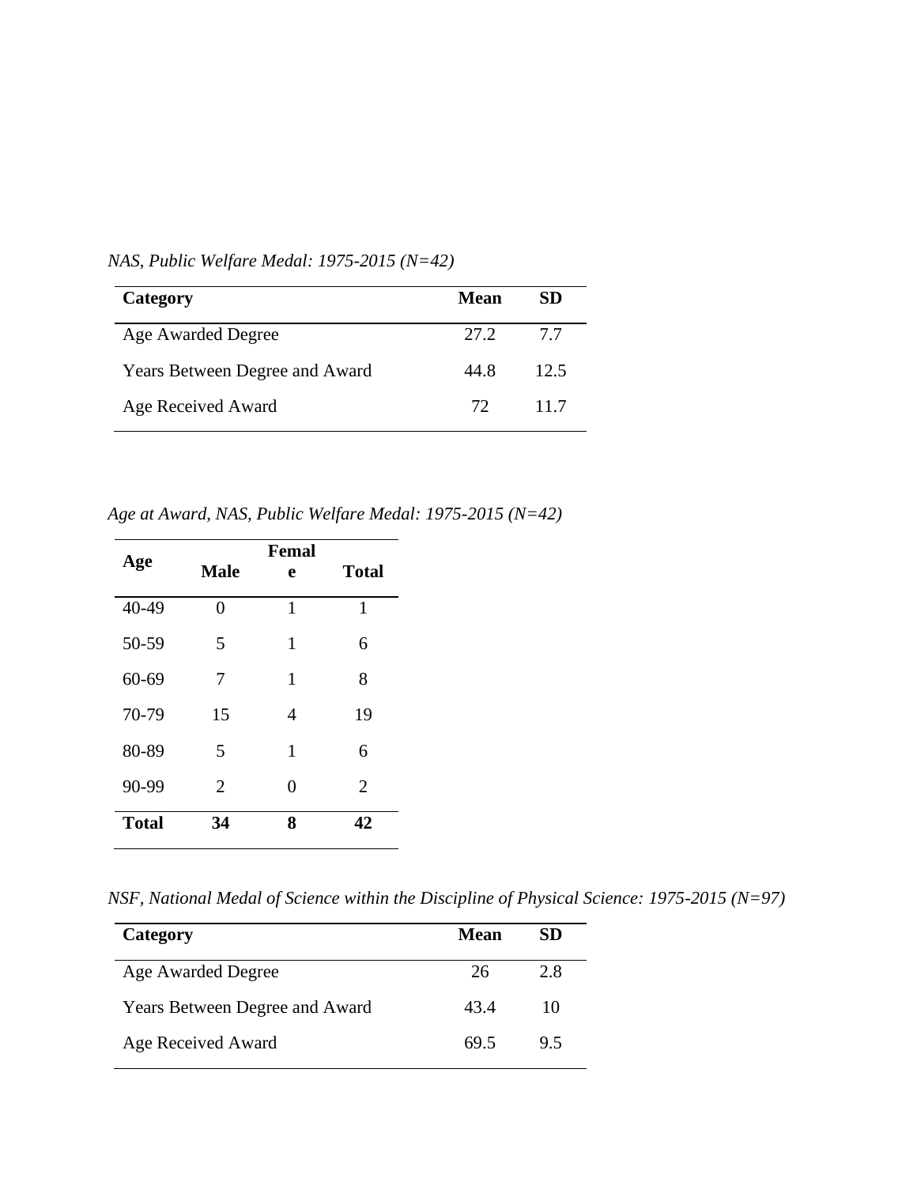*NAS, Public Welfare Medal: 1975-2015 (N=42)*

| Category | Mean | SD |
|---|---|---|
| Age Awarded Degree | 27.2 | 7.7 |
| Years Between Degree and Award | 44.8 | 12.5 |
| Age Received Award | 72 | 11.7 |

*Age at Award, NAS, Public Welfare Medal: 1975-2015 (N=42)*

| Age | Male | Female | Total |
|---|---|---|---|
| 40-49 | 0 | 1 | 1 |
| 50-59 | 5 | 1 | 6 |
| 60-69 | 7 | 1 | 8 |
| 70-79 | 15 | 4 | 19 |
| 80-89 | 5 | 1 | 6 |
| 90-99 | 2 | 0 | 2 |
| **Total** | **34** | **8** | **42** |

*NSF, National Medal of Science within the Discipline of Physical Science: 1975-2015 (N=97)*

| Category | Mean | SD |
|---|---|---|
| Age Awarded Degree | 26 | 2.8 |
| Years Between Degree and Award | 43.4 | 10 |
| Age Received Award | 69.5 | 9.5 |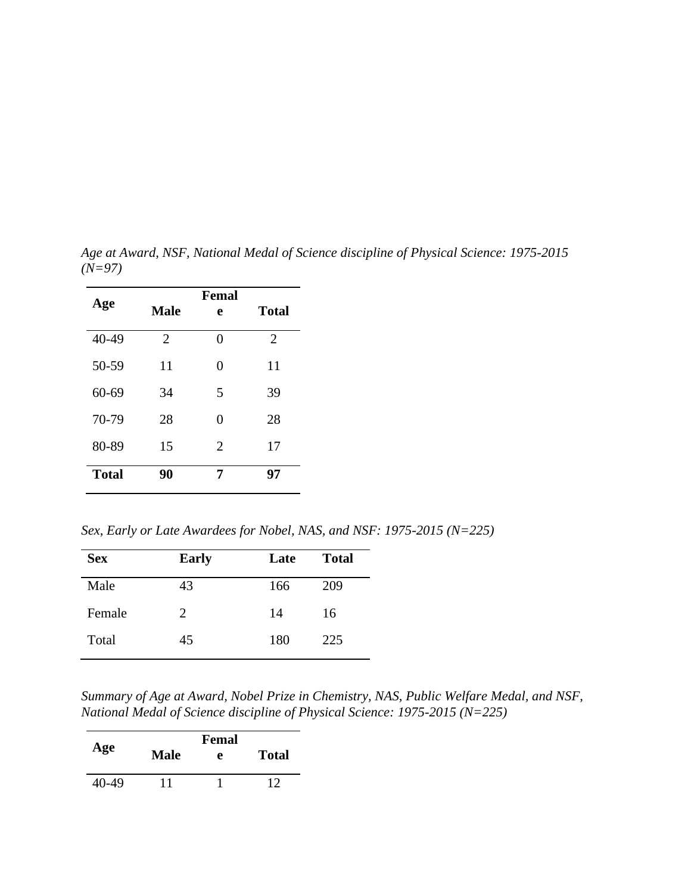*Age at Award, NSF, National Medal of Science discipline of Physical Science: 1975-2015 (N=97)*

| Age | Male | Female | Total |
|---|---|---|---|
| 40-49 | 2 | 0 | 2 |
| 50-59 | 11 | 0 | 11 |
| 60-69 | 34 | 5 | 39 |
| 70-79 | 28 | 0 | 28 |
| 80-89 | 15 | 2 | 17 |
| **Total** | **90** | **7** | **97** |

*Sex, Early or Late Awardees for Nobel, NAS, and NSF: 1975-2015 (N=225)*

| Sex | Early | Late | Total |
|---|---|---|---|
| Male | 43 | 166 | 209 |
| Female | 2 | 14 | 16 |
| Total | 45 | 180 | 225 |

*Summary of Age at Award, Nobel Prize in Chemistry, NAS, Public Welfare Medal, and NSF, National Medal of Science discipline of Physical Science: 1975-2015 (N=225)*

| Age | Male | Female | Total |
|---|---|---|---|
| 40-49 | 11 | 1 | 12 |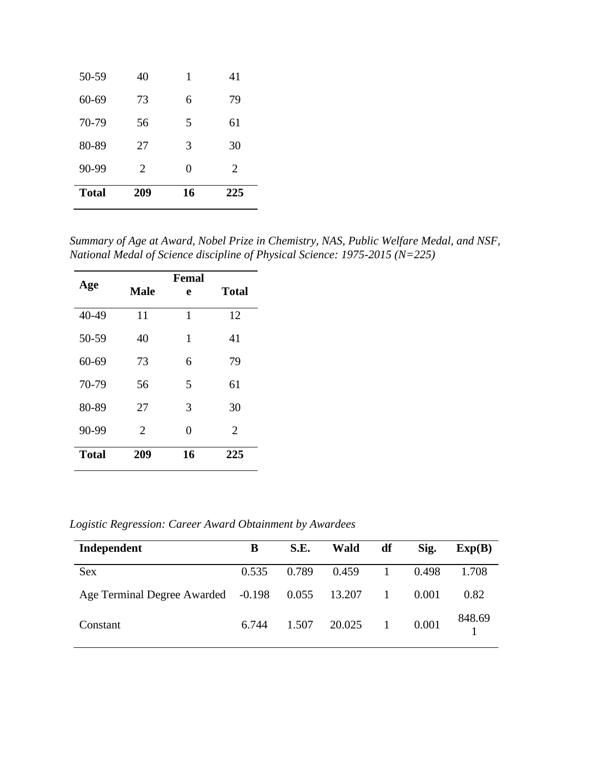| | | | |
|---|---|---|---|
| 50-59 | 40 | 1 | 41 |
| 60-69 | 73 | 6 | 79 |
| 70-79 | 56 | 5 | 61 |
| 80-89 | 27 | 3 | 30 |
| 90-99 | 2 | 0 | 2 |
| **Total** | **209** | **16** | **225** |

*Summary of Age at Award, Nobel Prize in Chemistry, NAS, Public Welfare Medal, and NSF, National Medal of Science discipline of Physical Science: 1975-2015 (N=225)*

| Age | Male | Female | Total |
|---|---|---|---|
| 40-49 | 11 | 1 | 12 |
| 50-59 | 40 | 1 | 41 |
| 60-69 | 73 | 6 | 79 |
| 70-79 | 56 | 5 | 61 |
| 80-89 | 27 | 3 | 30 |
| 90-99 | 2 | 0 | 2 |
| **Total** | **209** | **16** | **225** |

*Logistic Regression: Career Award Obtainment by Awardees*

| Independent | B | S.E. | Wald | df | Sig. | Exp(B) |
|---|---|---|---|---|---|---|
| Sex | 0.535 | 0.789 | 0.459 | 1 | 0.498 | 1.708 |
| Age Terminal Degree Awarded | -0.198 | 0.055 | 13.207 | 1 | 0.001 | 0.82 |
| Constant | 6.744 | 1.507 | 20.025 | 1 | 0.001 | 848.691 |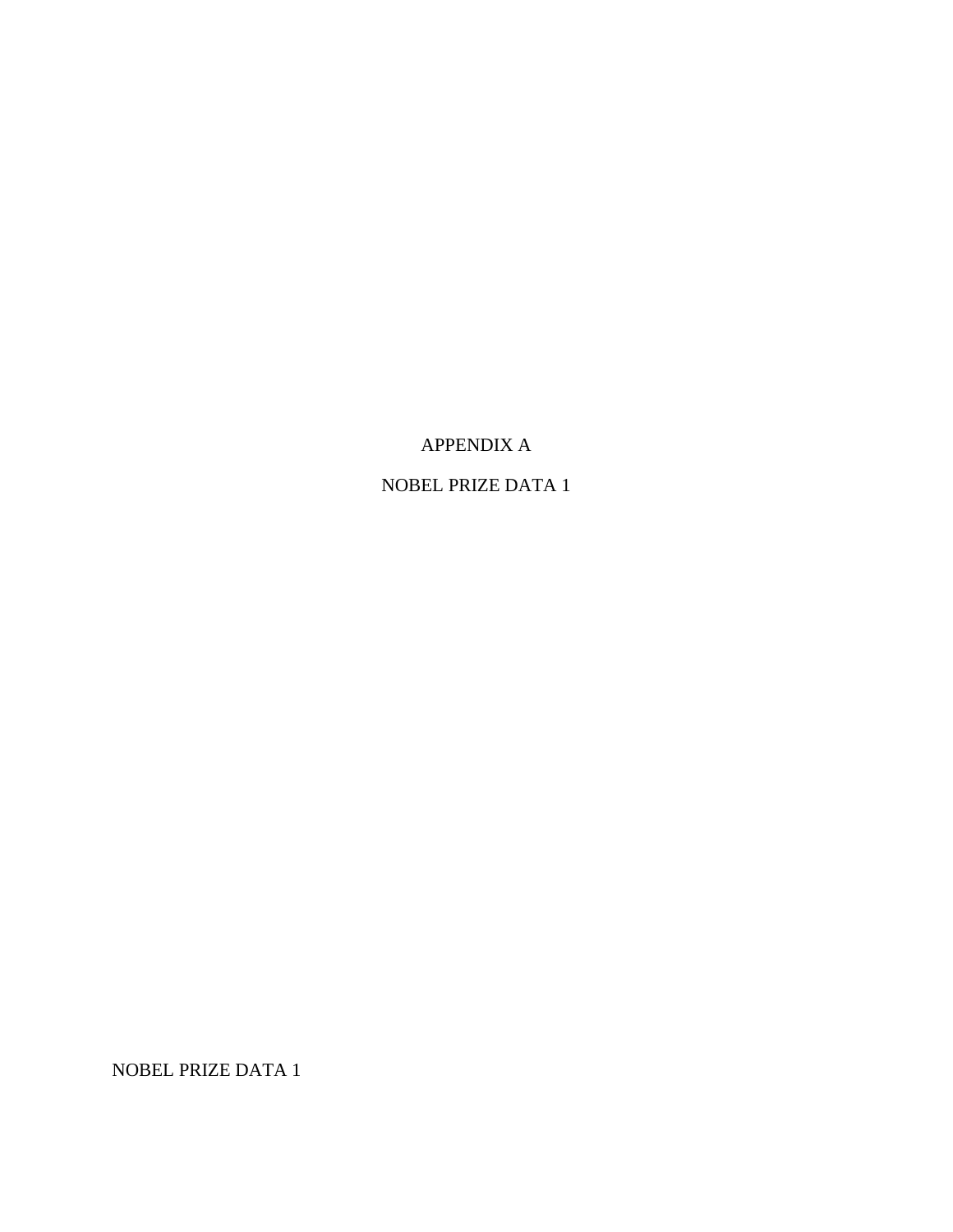# APPENDIX A

## NOBEL PRIZE DATA 1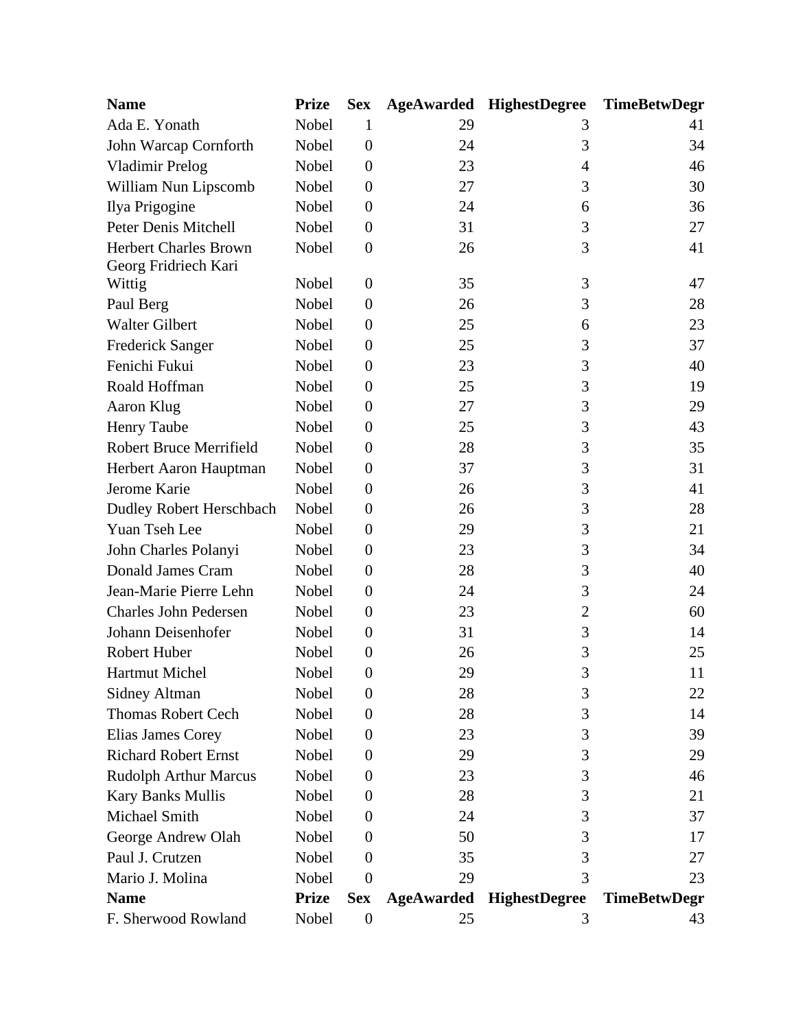| Name | Prize | Sex | AgeAwarded | HighestDegree | TimeBetwDegr |
|---|---|---|---|---|---|
| Ada E. Yonath | Nobel | 1 | 29 | 3 | 41 |
| John Warcap Cornforth | Nobel | 0 | 24 | 3 | 34 |
| Vladimir Prelog | Nobel | 0 | 23 | 4 | 46 |
| William Nun Lipscomb | Nobel | 0 | 27 | 3 | 30 |
| Ilya Prigogine | Nobel | 0 | 24 | 6 | 36 |
| Peter Denis Mitchell | Nobel | 0 | 31 | 3 | 27 |
| Herbert Charles Brown | Nobel | 0 | 26 | 3 | 41 |
| Georg Fridriech Kari Wittig | Nobel | 0 | 35 | 3 | 47 |
| Paul Berg | Nobel | 0 | 26 | 3 | 28 |
| Walter Gilbert | Nobel | 0 | 25 | 6 | 23 |
| Frederick Sanger | Nobel | 0 | 25 | 3 | 37 |
| Fenichi Fukui | Nobel | 0 | 23 | 3 | 40 |
| Roald Hoffman | Nobel | 0 | 25 | 3 | 19 |
| Aaron Klug | Nobel | 0 | 27 | 3 | 29 |
| Henry Taube | Nobel | 0 | 25 | 3 | 43 |
| Robert Bruce Merrifield | Nobel | 0 | 28 | 3 | 35 |
| Herbert Aaron Hauptman | Nobel | 0 | 37 | 3 | 31 |
| Jerome Karie | Nobel | 0 | 26 | 3 | 41 |
| Dudley Robert Herschbach | Nobel | 0 | 26 | 3 | 28 |
| Yuan Tseh Lee | Nobel | 0 | 29 | 3 | 21 |
| John Charles Polanyi | Nobel | 0 | 23 | 3 | 34 |
| Donald James Cram | Nobel | 0 | 28 | 3 | 40 |
| Jean-Marie Pierre Lehn | Nobel | 0 | 24 | 3 | 24 |
| Charles John Pedersen | Nobel | 0 | 23 | 2 | 60 |
| Johann Deisenhofer | Nobel | 0 | 31 | 3 | 14 |
| Robert Huber | Nobel | 0 | 26 | 3 | 25 |
| Hartmut Michel | Nobel | 0 | 29 | 3 | 11 |
| Sidney Altman | Nobel | 0 | 28 | 3 | 22 |
| Thomas Robert Cech | Nobel | 0 | 28 | 3 | 14 |
| Elias James Corey | Nobel | 0 | 23 | 3 | 39 |
| Richard Robert Ernst | Nobel | 0 | 29 | 3 | 29 |
| Rudolph Arthur Marcus | Nobel | 0 | 23 | 3 | 46 |
| Kary Banks Mullis | Nobel | 0 | 28 | 3 | 21 |
| Michael Smith | Nobel | 0 | 24 | 3 | 37 |
| George Andrew Olah | Nobel | 0 | 50 | 3 | 17 |
| Paul J. Crutzen | Nobel | 0 | 35 | 3 | 27 |
| Mario J. Molina | Nobel | 0 | 29 | 3 | 23 |

| Name | Prize | Sex | AgeAwarded | HighestDegree | TimeBetwDegr |
|---|---|---|---|---|---|
| F. Sherwood Rowland | Nobel | 0 | 25 | 3 | 43 |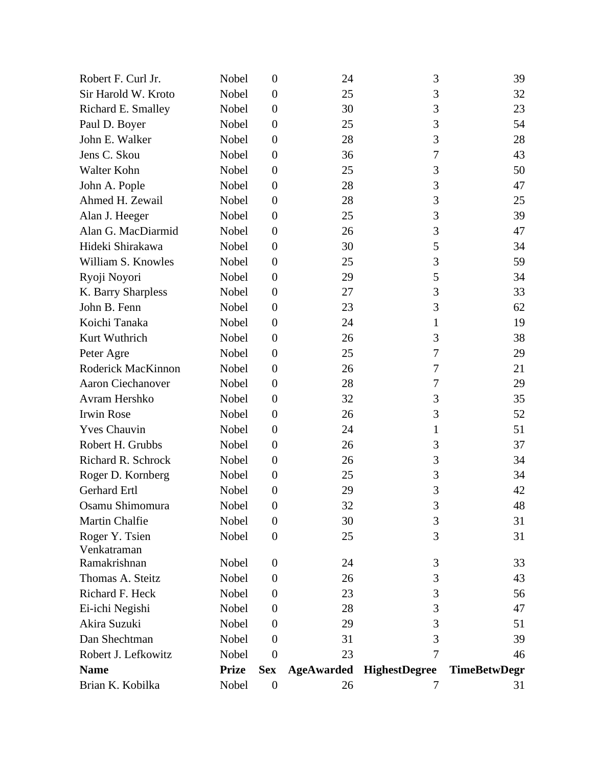| | | | | | |
|---|---|---|---|---|---|
| Robert F. Curl Jr. | Nobel | 0 | 24 | 3 | 39 |
| Sir Harold W. Kroto | Nobel | 0 | 25 | 3 | 32 |
| Richard E. Smalley | Nobel | 0 | 30 | 3 | 23 |
| Paul D. Boyer | Nobel | 0 | 25 | 3 | 54 |
| John E. Walker | Nobel | 0 | 28 | 3 | 28 |
| Jens C. Skou | Nobel | 0 | 36 | 7 | 43 |
| Walter Kohn | Nobel | 0 | 25 | 3 | 50 |
| John A. Pople | Nobel | 0 | 28 | 3 | 47 |
| Ahmed H. Zewail | Nobel | 0 | 28 | 3 | 25 |
| Alan J. Heeger | Nobel | 0 | 25 | 3 | 39 |
| Alan G. MacDiarmid | Nobel | 0 | 26 | 3 | 47 |
| Hideki Shirakawa | Nobel | 0 | 30 | 5 | 34 |
| William S. Knowles | Nobel | 0 | 25 | 3 | 59 |
| Ryoji Noyori | Nobel | 0 | 29 | 5 | 34 |
| K. Barry Sharpless | Nobel | 0 | 27 | 3 | 33 |
| John B. Fenn | Nobel | 0 | 23 | 3 | 62 |
| Koichi Tanaka | Nobel | 0 | 24 | 1 | 19 |
| Kurt Wuthrich | Nobel | 0 | 26 | 3 | 38 |
| Peter Agre | Nobel | 0 | 25 | 7 | 29 |
| Roderick MacKinnon | Nobel | 0 | 26 | 7 | 21 |
| Aaron Ciechanover | Nobel | 0 | 28 | 7 | 29 |
| Avram Hershko | Nobel | 0 | 32 | 3 | 35 |
| Irwin Rose | Nobel | 0 | 26 | 3 | 52 |
| Yves Chauvin | Nobel | 0 | 24 | 1 | 51 |
| Robert H. Grubbs | Nobel | 0 | 26 | 3 | 37 |
| Richard R. Schrock | Nobel | 0 | 26 | 3 | 34 |
| Roger D. Kornberg | Nobel | 0 | 25 | 3 | 34 |
| Gerhard Ertl | Nobel | 0 | 29 | 3 | 42 |
| Osamu Shimomura | Nobel | 0 | 32 | 3 | 48 |
| Martin Chalfie | Nobel | 0 | 30 | 3 | 31 |
| Roger Y. Tsien | Nobel | 0 | 25 | 3 | 31 |
| Venkatraman Ramakrishnan | Nobel | 0 | 24 | 3 | 33 |
| Thomas A. Steitz | Nobel | 0 | 26 | 3 | 43 |
| Richard F. Heck | Nobel | 0 | 23 | 3 | 56 |
| Ei-ichi Negishi | Nobel | 0 | 28 | 3 | 47 |
| Akira Suzuki | Nobel | 0 | 29 | 3 | 51 |
| Dan Shechtman | Nobel | 0 | 31 | 3 | 39 |
| Robert J. Lefkowitz | Nobel | 0 | 23 | 7 | 46 |
| **Name** | **Prize** | **Sex** | **AgeAwarded** | **HighestDegree** | **TimeBetwDegr** |
| Brian K. Kobilka | Nobel | 0 | 26 | 7 | 31 |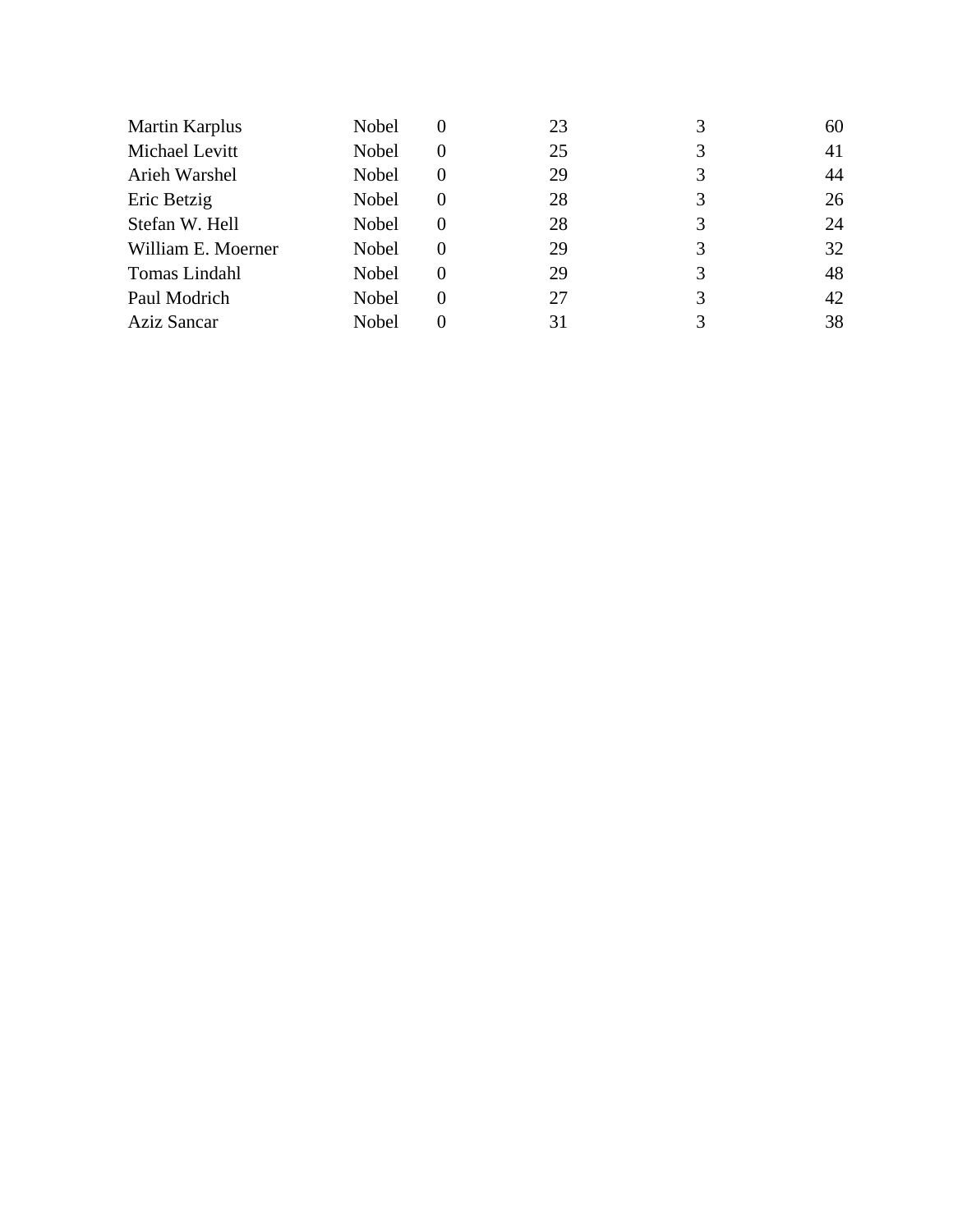| | | | | | |
|---|---|---|---|---|---|
| Martin Karplus | Nobel | 0 | 23 | 3 | 60 |
| Michael Levitt | Nobel | 0 | 25 | 3 | 41 |
| Arieh Warshel | Nobel | 0 | 29 | 3 | 44 |
| Eric Betzig | Nobel | 0 | 28 | 3 | 26 |
| Stefan W. Hell | Nobel | 0 | 28 | 3 | 24 |
| William E. Moerner | Nobel | 0 | 29 | 3 | 32 |
| Tomas Lindahl | Nobel | 0 | 29 | 3 | 48 |
| Paul Modrich | Nobel | 0 | 27 | 3 | 42 |
| Aziz Sancar | Nobel | 0 | 31 | 3 | 38 |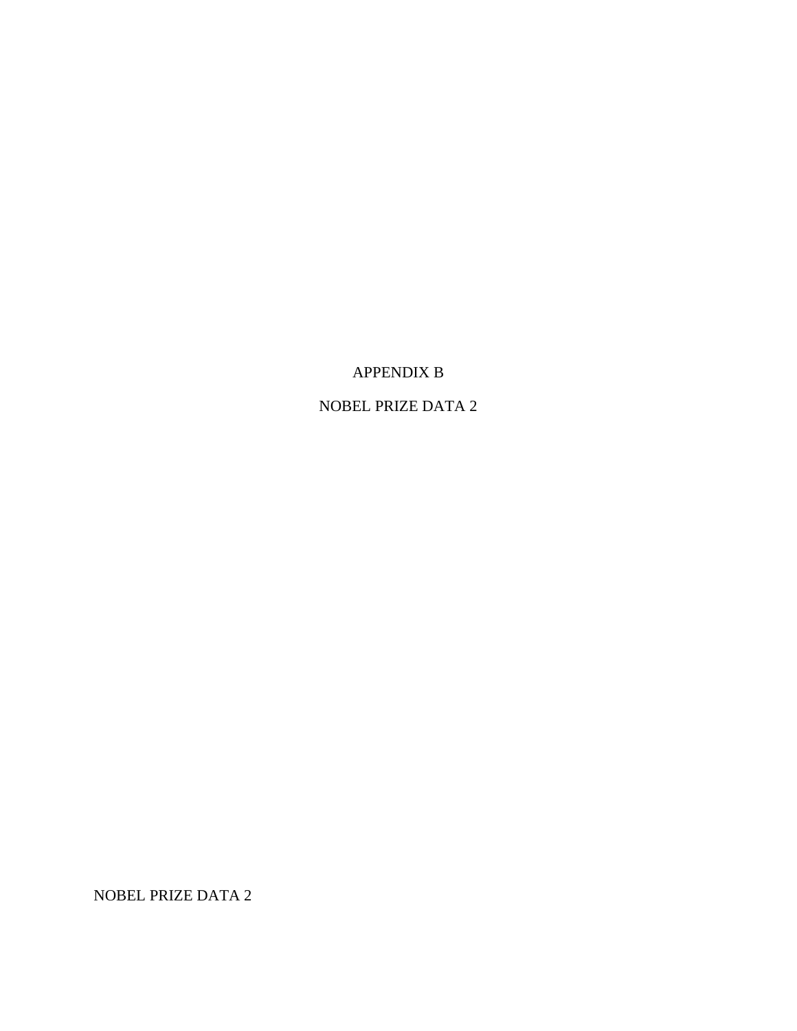# APPENDIX B

# NOBEL PRIZE DATA 2

NOBEL PRIZE DATA 2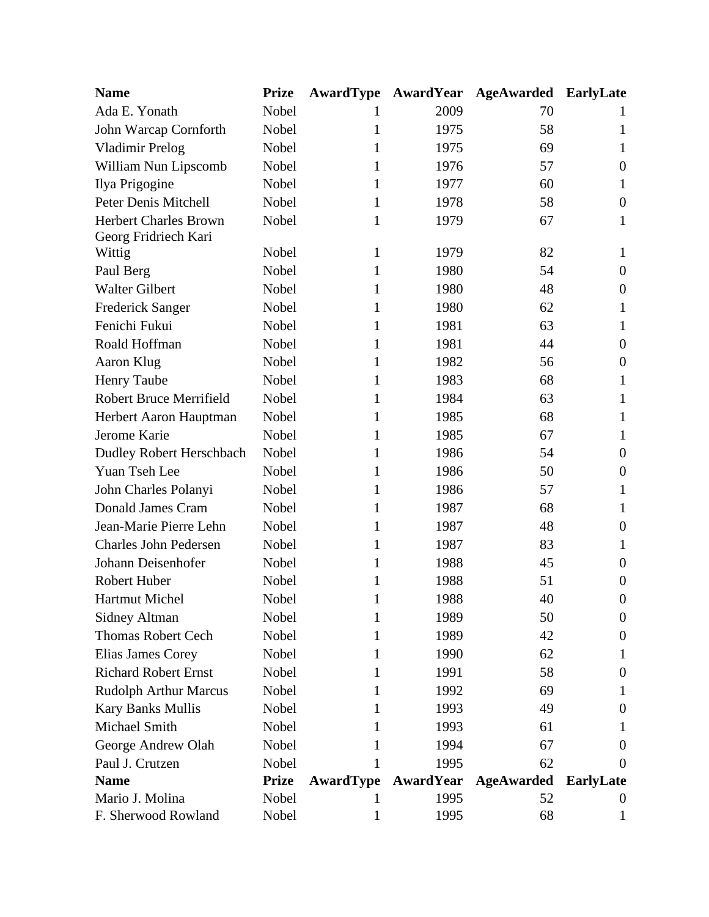| Name | Prize | AwardType | AwardYear | AgeAwarded | EarlyLate |
|---|---|---|---|---|---|
| Ada E. Yonath | Nobel | 1 | 2009 | 70 | 1 |
| John Warcap Cornforth | Nobel | 1 | 1975 | 58 | 1 |
| Vladimir Prelog | Nobel | 1 | 1975 | 69 | 1 |
| William Nun Lipscomb | Nobel | 1 | 1976 | 57 | 0 |
| Ilya Prigogine | Nobel | 1 | 1977 | 60 | 1 |
| Peter Denis Mitchell | Nobel | 1 | 1978 | 58 | 0 |
| Herbert Charles Brown | Nobel | 1 | 1979 | 67 | 1 |
| Georg Fridriech Kari Wittig | Nobel | 1 | 1979 | 82 | 1 |
| Paul Berg | Nobel | 1 | 1980 | 54 | 0 |
| Walter Gilbert | Nobel | 1 | 1980 | 48 | 0 |
| Frederick Sanger | Nobel | 1 | 1980 | 62 | 1 |
| Fenichi Fukui | Nobel | 1 | 1981 | 63 | 1 |
| Roald Hoffman | Nobel | 1 | 1981 | 44 | 0 |
| Aaron Klug | Nobel | 1 | 1982 | 56 | 0 |
| Henry Taube | Nobel | 1 | 1983 | 68 | 1 |
| Robert Bruce Merrifield | Nobel | 1 | 1984 | 63 | 1 |
| Herbert Aaron Hauptman | Nobel | 1 | 1985 | 68 | 1 |
| Jerome Karie | Nobel | 1 | 1985 | 67 | 1 |
| Dudley Robert Herschbach | Nobel | 1 | 1986 | 54 | 0 |
| Yuan Tseh Lee | Nobel | 1 | 1986 | 50 | 0 |
| John Charles Polanyi | Nobel | 1 | 1986 | 57 | 1 |
| Donald James Cram | Nobel | 1 | 1987 | 68 | 1 |
| Jean-Marie Pierre Lehn | Nobel | 1 | 1987 | 48 | 0 |
| Charles John Pedersen | Nobel | 1 | 1987 | 83 | 1 |
| Johann Deisenhofer | Nobel | 1 | 1988 | 45 | 0 |
| Robert Huber | Nobel | 1 | 1988 | 51 | 0 |
| Hartmut Michel | Nobel | 1 | 1988 | 40 | 0 |
| Sidney Altman | Nobel | 1 | 1989 | 50 | 0 |
| Thomas Robert Cech | Nobel | 1 | 1989 | 42 | 0 |
| Elias James Corey | Nobel | 1 | 1990 | 62 | 1 |
| Richard Robert Ernst | Nobel | 1 | 1991 | 58 | 0 |
| Rudolph Arthur Marcus | Nobel | 1 | 1992 | 69 | 1 |
| Kary Banks Mullis | Nobel | 1 | 1993 | 49 | 0 |
| Michael Smith | Nobel | 1 | 1993 | 61 | 1 |
| George Andrew Olah | Nobel | 1 | 1994 | 67 | 0 |
| Paul J. Crutzen | Nobel | 1 | 1995 | 62 | 0 |
| **Name** | **Prize** | **AwardType** | **AwardYear** | **AgeAwarded** | **EarlyLate** |
| Mario J. Molina | Nobel | 1 | 1995 | 52 | 0 |
| F. Sherwood Rowland | Nobel | 1 | 1995 | 68 | 1 |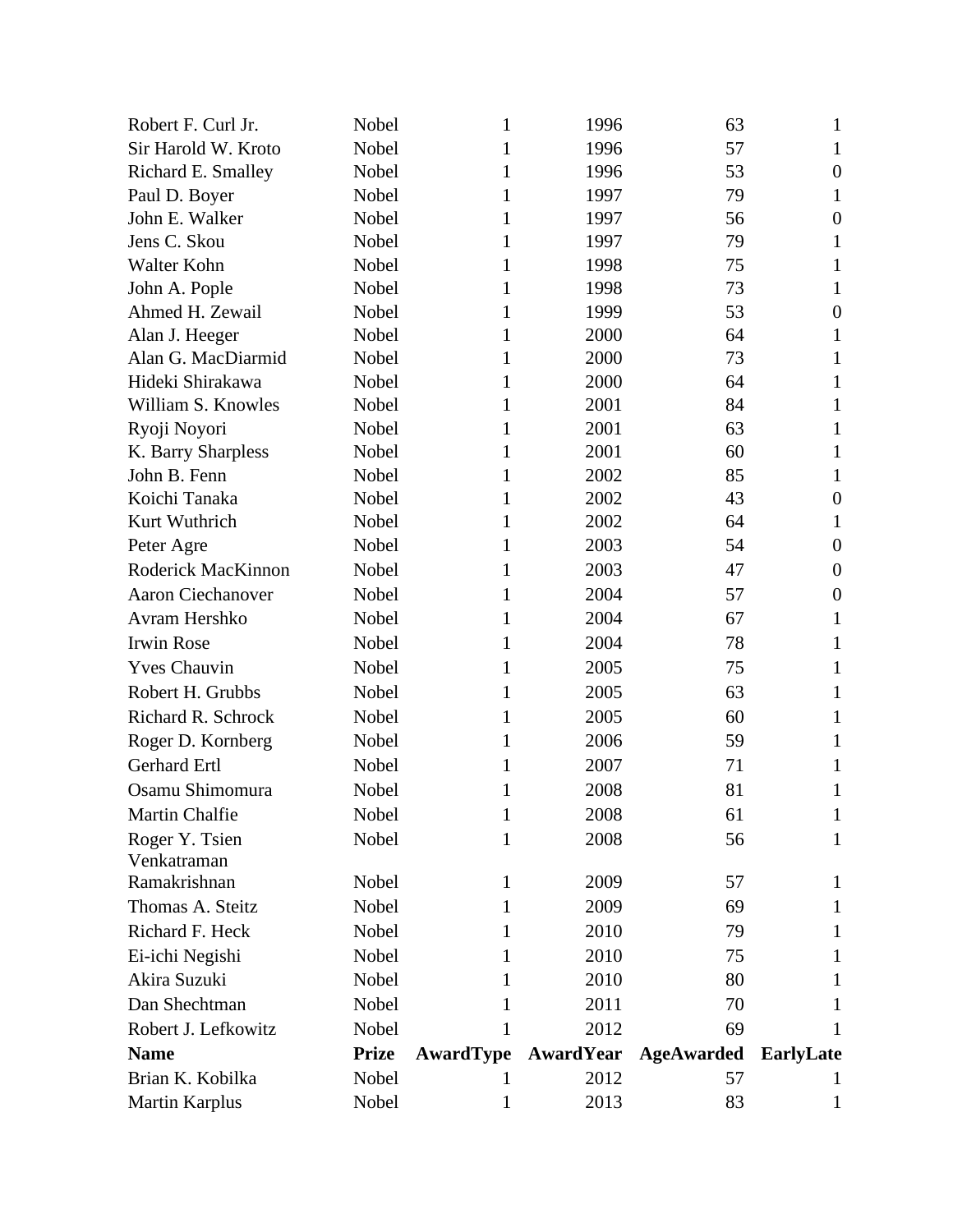| Name | Prize | AwardType | AwardYear | AgeAwarded | EarlyLate |
|---|---|---|---|---|---|
| Robert F. Curl Jr. | Nobel | 1 | 1996 | 63 | 1 |
| Sir Harold W. Kroto | Nobel | 1 | 1996 | 57 | 1 |
| Richard E. Smalley | Nobel | 1 | 1996 | 53 | 0 |
| Paul D. Boyer | Nobel | 1 | 1997 | 79 | 1 |
| John E. Walker | Nobel | 1 | 1997 | 56 | 0 |
| Jens C. Skou | Nobel | 1 | 1997 | 79 | 1 |
| Walter Kohn | Nobel | 1 | 1998 | 75 | 1 |
| John A. Pople | Nobel | 1 | 1998 | 73 | 1 |
| Ahmed H. Zewail | Nobel | 1 | 1999 | 53 | 0 |
| Alan J. Heeger | Nobel | 1 | 2000 | 64 | 1 |
| Alan G. MacDiarmid | Nobel | 1 | 2000 | 73 | 1 |
| Hideki Shirakawa | Nobel | 1 | 2000 | 64 | 1 |
| William S. Knowles | Nobel | 1 | 2001 | 84 | 1 |
| Ryoji Noyori | Nobel | 1 | 2001 | 63 | 1 |
| K. Barry Sharpless | Nobel | 1 | 2001 | 60 | 1 |
| John B. Fenn | Nobel | 1 | 2002 | 85 | 1 |
| Koichi Tanaka | Nobel | 1 | 2002 | 43 | 0 |
| Kurt Wuthrich | Nobel | 1 | 2002 | 64 | 1 |
| Peter Agre | Nobel | 1 | 2003 | 54 | 0 |
| Roderick MacKinnon | Nobel | 1 | 2003 | 47 | 0 |
| Aaron Ciechanover | Nobel | 1 | 2004 | 57 | 0 |
| Avram Hershko | Nobel | 1 | 2004 | 67 | 1 |
| Irwin Rose | Nobel | 1 | 2004 | 78 | 1 |
| Yves Chauvin | Nobel | 1 | 2005 | 75 | 1 |
| Robert H. Grubbs | Nobel | 1 | 2005 | 63 | 1 |
| Richard R. Schrock | Nobel | 1 | 2005 | 60 | 1 |
| Roger D. Kornberg | Nobel | 1 | 2006 | 59 | 1 |
| Gerhard Ertl | Nobel | 1 | 2007 | 71 | 1 |
| Osamu Shimomura | Nobel | 1 | 2008 | 81 | 1 |
| Martin Chalfie | Nobel | 1 | 2008 | 61 | 1 |
| Roger Y. Tsien | Nobel | 1 | 2008 | 56 | 1 |
| Venkatraman Ramakrishnan | Nobel | 1 | 2009 | 57 | 1 |
| Thomas A. Steitz | Nobel | 1 | 2009 | 69 | 1 |
| Richard F. Heck | Nobel | 1 | 2010 | 79 | 1 |
| Ei-ichi Negishi | Nobel | 1 | 2010 | 75 | 1 |
| Akira Suzuki | Nobel | 1 | 2010 | 80 | 1 |
| Dan Shechtman | Nobel | 1 | 2011 | 70 | 1 |
| Robert J. Lefkowitz | Nobel | 1 | 2012 | 69 | 1 |
| Brian K. Kobilka | Nobel | 1 | 2012 | 57 | 1 |
| Martin Karplus | Nobel | 1 | 2013 | 83 | 1 |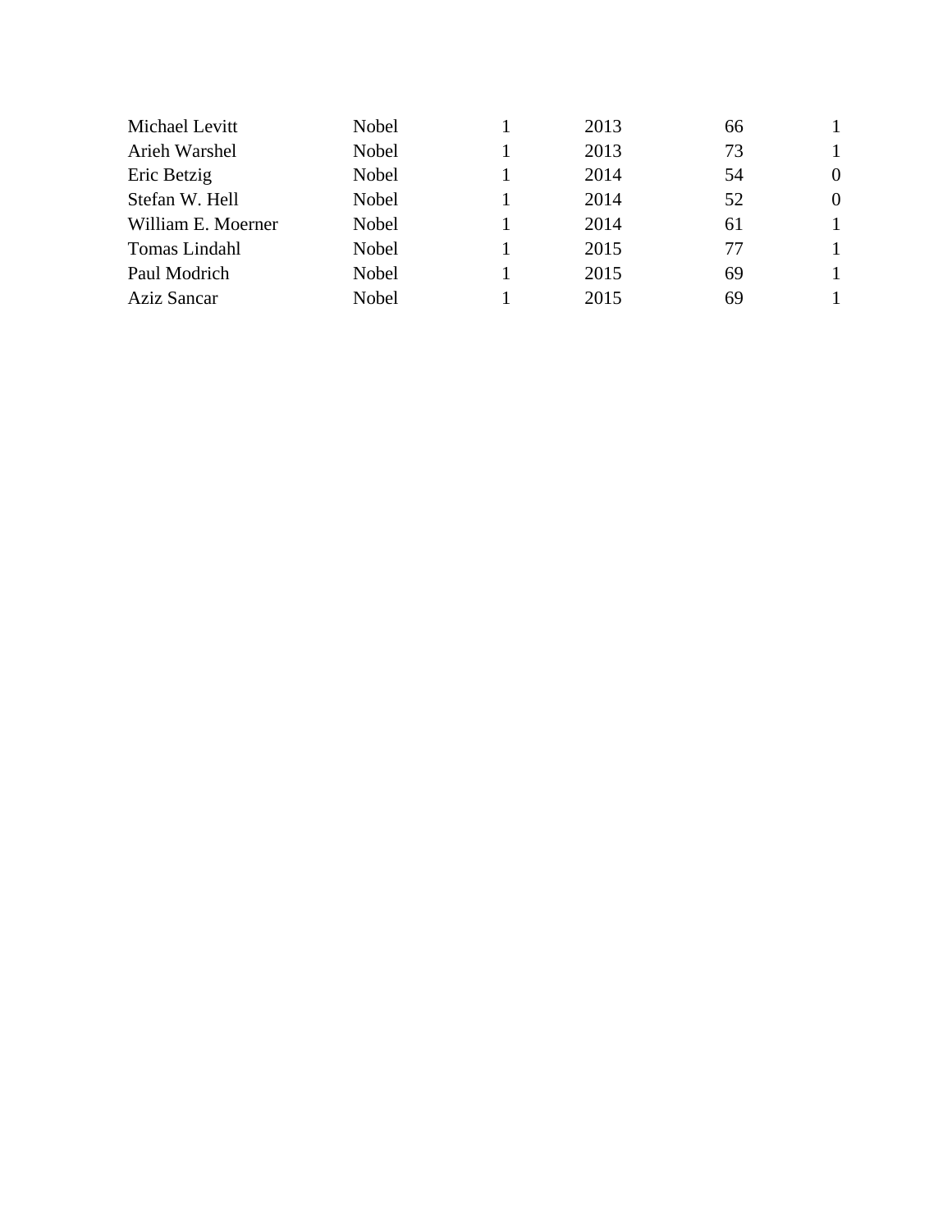| | | | | | |
|---|---|---|---|---|---|
| Michael Levitt | Nobel | 1 | 2013 | 66 | 1 |
| Arieh Warshel | Nobel | 1 | 2013 | 73 | 1 |
| Eric Betzig | Nobel | 1 | 2014 | 54 | 0 |
| Stefan W. Hell | Nobel | 1 | 2014 | 52 | 0 |
| William E. Moerner | Nobel | 1 | 2014 | 61 | 1 |
| Tomas Lindahl | Nobel | 1 | 2015 | 77 | 1 |
| Paul Modrich | Nobel | 1 | 2015 | 69 | 1 |
| Aziz Sancar | Nobel | 1 | 2015 | 69 | 1 |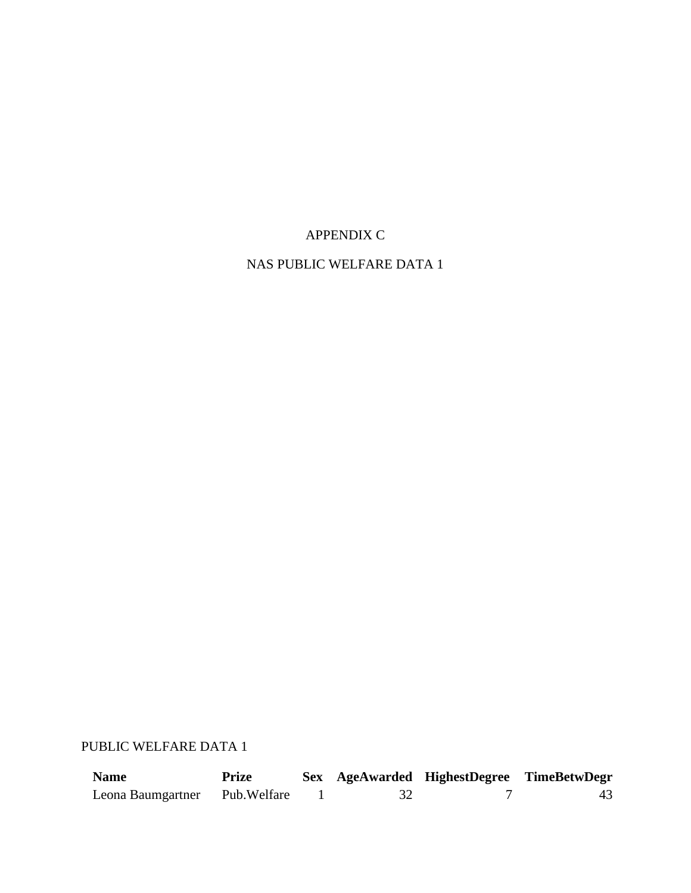# APPENDIX C

## NAS PUBLIC WELFARE DATA 1

PUBLIC WELFARE DATA 1

| Name | Prize | Sex | AgeAwarded | HighestDegree | TimeBetwDegr |
|---|---|---|---|---|---|
| Leona Baumgartner | Pub.Welfare | 1 | 32 | 7 | 43 |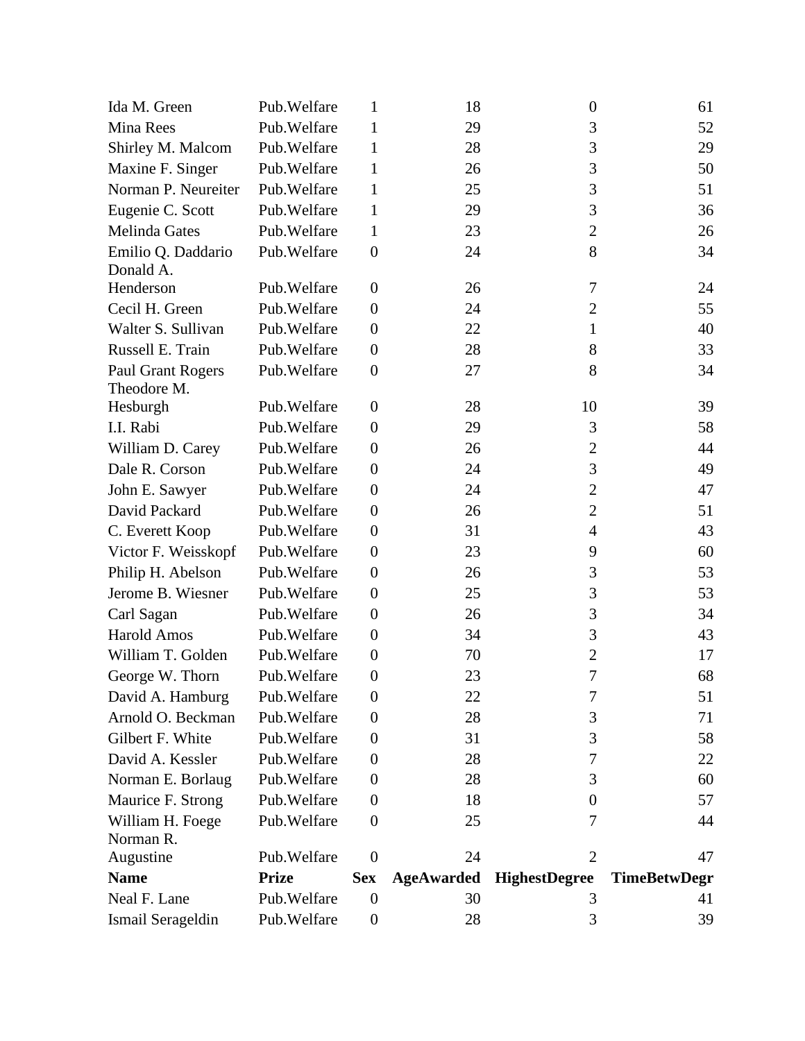| Ida M. Green | Pub.Welfare | 1 | 18 | 0 | 61 |
|---|---|---|---|---|---|
| Mina Rees | Pub.Welfare | 1 | 29 | 3 | 52 |
| Shirley M. Malcom | Pub.Welfare | 1 | 28 | 3 | 29 |
| Maxine F. Singer | Pub.Welfare | 1 | 26 | 3 | 50 |
| Norman P. Neureiter | Pub.Welfare | 1 | 25 | 3 | 51 |
| Eugenie C. Scott | Pub.Welfare | 1 | 29 | 3 | 36 |
| Melinda Gates | Pub.Welfare | 1 | 23 | 2 | 26 |
| Emilio Q. Daddario | Pub.Welfare | 0 | 24 | 8 | 34 |
| Donald A. Henderson | Pub.Welfare | 0 | 26 | 7 | 24 |
| Cecil H. Green | Pub.Welfare | 0 | 24 | 2 | 55 |
| Walter S. Sullivan | Pub.Welfare | 0 | 22 | 1 | 40 |
| Russell E. Train | Pub.Welfare | 0 | 28 | 8 | 33 |
| Paul Grant Rogers | Pub.Welfare | 0 | 27 | 8 | 34 |
| Theodore M. Hesburgh | Pub.Welfare | 0 | 28 | 10 | 39 |
| I.I. Rabi | Pub.Welfare | 0 | 29 | 3 | 58 |
| William D. Carey | Pub.Welfare | 0 | 26 | 2 | 44 |
| Dale R. Corson | Pub.Welfare | 0 | 24 | 3 | 49 |
| John E. Sawyer | Pub.Welfare | 0 | 24 | 2 | 47 |
| David Packard | Pub.Welfare | 0 | 26 | 2 | 51 |
| C. Everett Koop | Pub.Welfare | 0 | 31 | 4 | 43 |
| Victor F. Weisskopf | Pub.Welfare | 0 | 23 | 9 | 60 |
| Philip H. Abelson | Pub.Welfare | 0 | 26 | 3 | 53 |
| Jerome B. Wiesner | Pub.Welfare | 0 | 25 | 3 | 53 |
| Carl Sagan | Pub.Welfare | 0 | 26 | 3 | 34 |
| Harold Amos | Pub.Welfare | 0 | 34 | 3 | 43 |
| William T. Golden | Pub.Welfare | 0 | 70 | 2 | 17 |
| George W. Thorn | Pub.Welfare | 0 | 23 | 7 | 68 |
| David A. Hamburg | Pub.Welfare | 0 | 22 | 7 | 51 |
| Arnold O. Beckman | Pub.Welfare | 0 | 28 | 3 | 71 |
| Gilbert F. White | Pub.Welfare | 0 | 31 | 3 | 58 |
| David A. Kessler | Pub.Welfare | 0 | 28 | 7 | 22 |
| Norman E. Borlaug | Pub.Welfare | 0 | 28 | 3 | 60 |
| Maurice F. Strong | Pub.Welfare | 0 | 18 | 0 | 57 |
| William H. Foege | Pub.Welfare | 0 | 25 | 7 | 44 |
| Norman R. Augustine | Pub.Welfare | 0 | 24 | 2 | 47 |
| **Name** | **Prize** | **Sex** | **AgeAwarded** | **HighestDegree** | **TimeBetwDegr** |
| Neal F. Lane | Pub.Welfare | 0 | 30 | 3 | 41 |
| Ismail Serageldin | Pub.Welfare | 0 | 28 | 3 | 39 |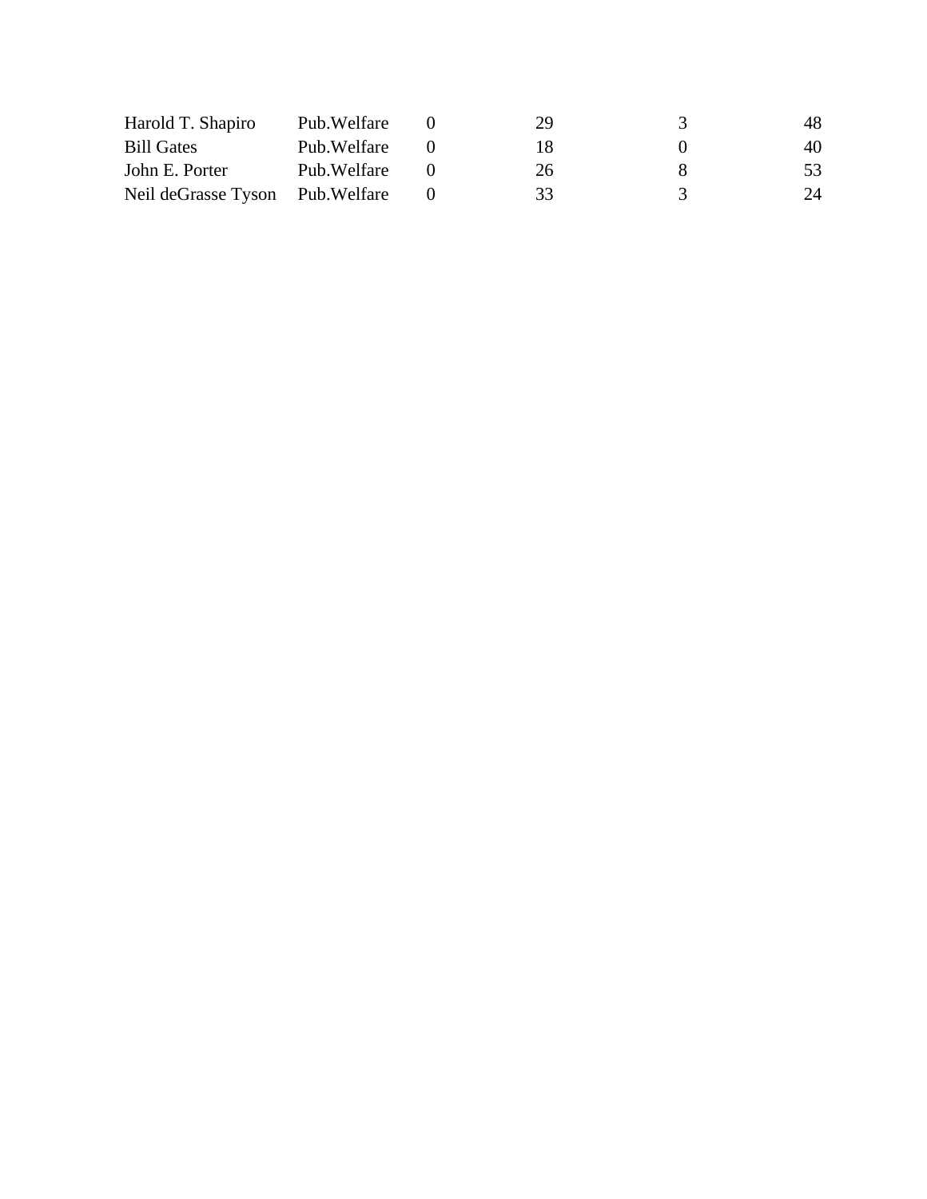| | | | | | |
|---|---|---|---|---|---|
| Harold T. Shapiro | Pub.Welfare | 0 | 29 | 3 | 48 |
| Bill Gates | Pub.Welfare | 0 | 18 | 0 | 40 |
| John E. Porter | Pub.Welfare | 0 | 26 | 8 | 53 |
| Neil deGrasse Tyson | Pub.Welfare | 0 | 33 | 3 | 24 |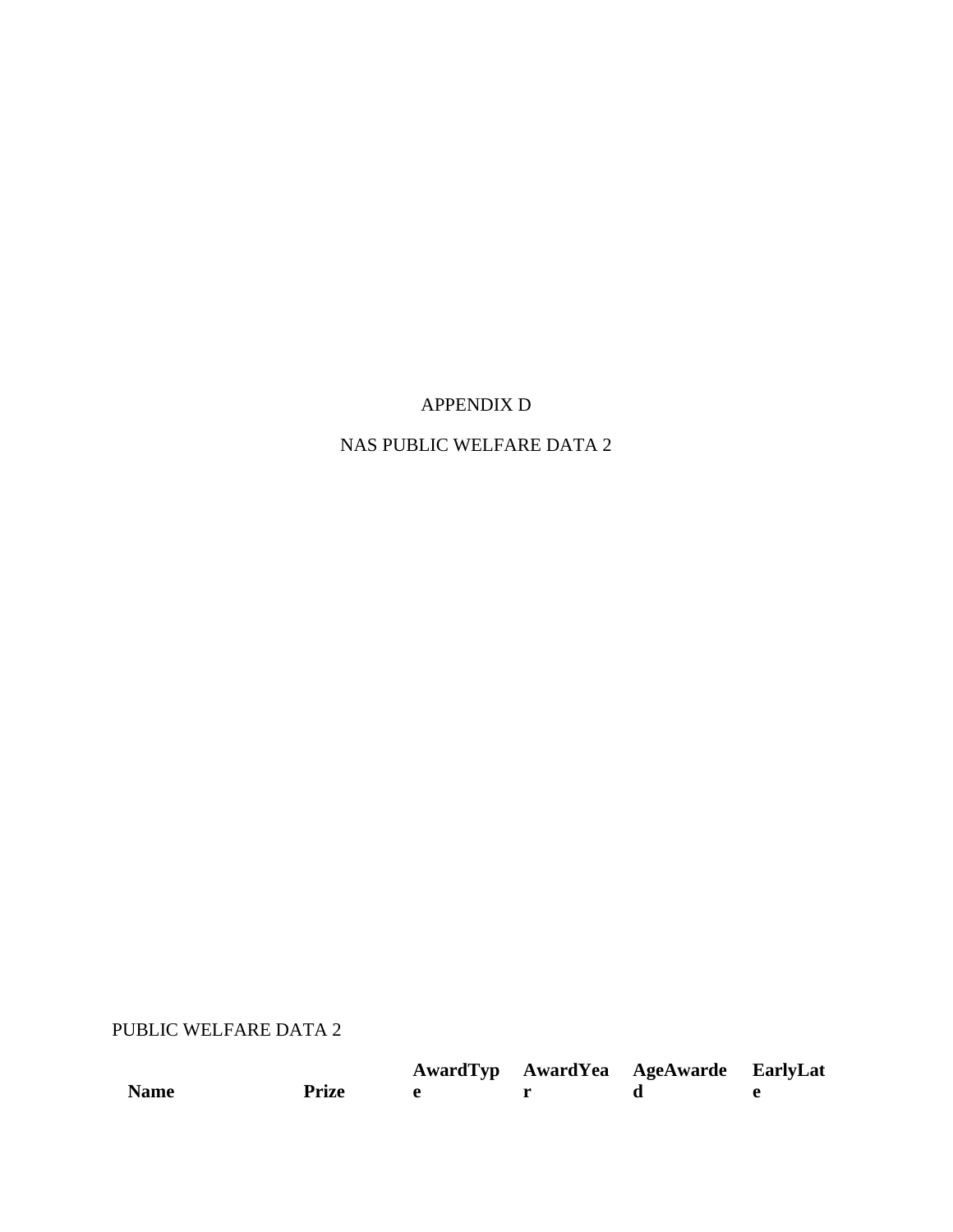# APPENDIX D

## NAS PUBLIC WELFARE DATA 2

PUBLIC WELFARE DATA 2

| Name | Prize | AwardType | AwardYear | AgeAwarded | EarlyLate |
|---|---|---|---|---|---|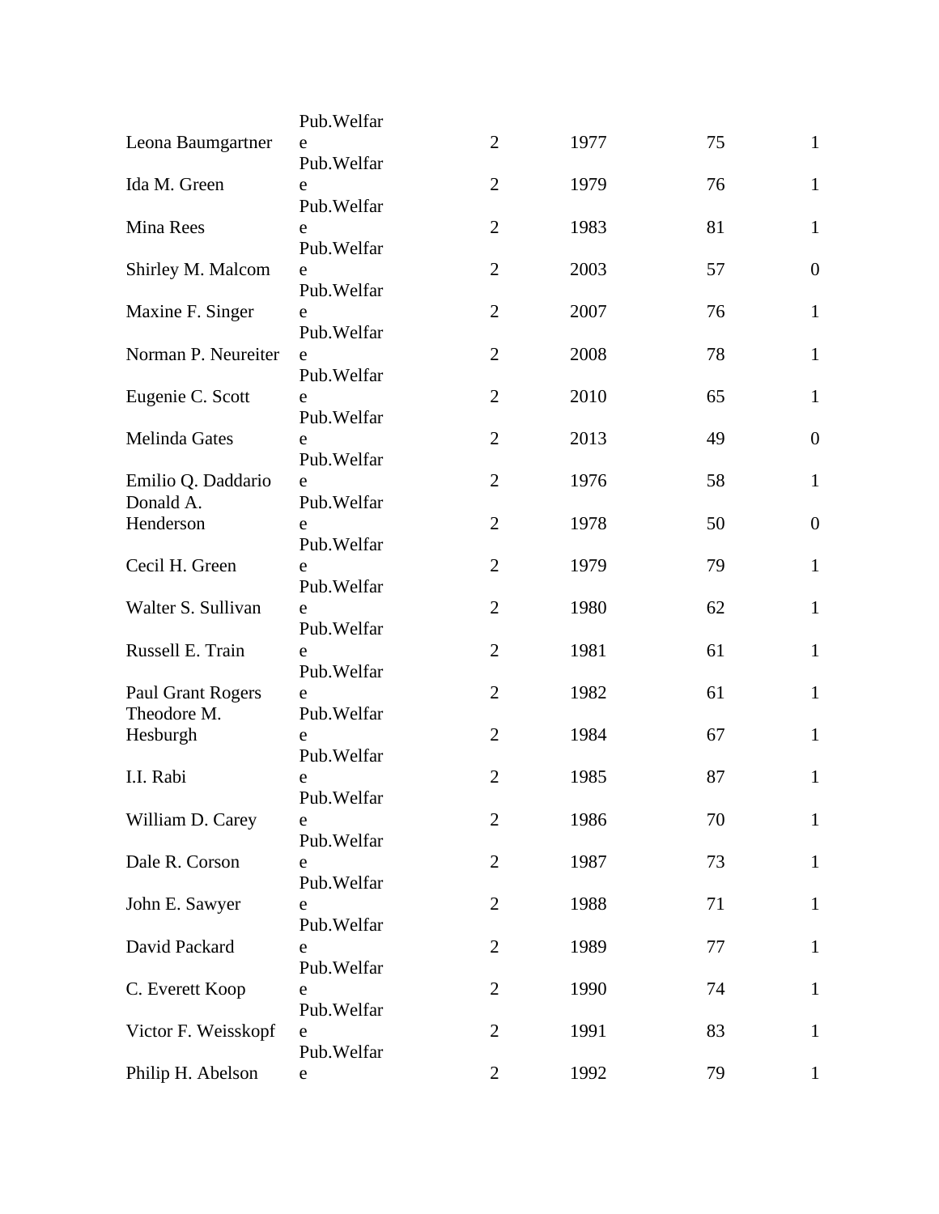| | | | | | |
|---|---|---|---|---|---|
| Leona Baumgartner | Pub.Welfare | 2 | 1977 | 75 | 1 |
| Ida M. Green | Pub.Welfare | 2 | 1979 | 76 | 1 |
| Mina Rees | Pub.Welfare | 2 | 1983 | 81 | 1 |
| Shirley M. Malcom | Pub.Welfare | 2 | 2003 | 57 | 0 |
| Maxine F. Singer | Pub.Welfare | 2 | 2007 | 76 | 1 |
| Norman P. Neureiter | Pub.Welfare | 2 | 2008 | 78 | 1 |
| Eugenie C. Scott | Pub.Welfare | 2 | 2010 | 65 | 1 |
| Melinda Gates | Pub.Welfare | 2 | 2013 | 49 | 0 |
| Emilio Q. Daddario | Pub.Welfare | 2 | 1976 | 58 | 1 |
| Donald A. Henderson | Pub.Welfare | 2 | 1978 | 50 | 0 |
| Cecil H. Green | Pub.Welfare | 2 | 1979 | 79 | 1 |
| Walter S. Sullivan | Pub.Welfare | 2 | 1980 | 62 | 1 |
| Russell E. Train | Pub.Welfare | 2 | 1981 | 61 | 1 |
| Paul Grant Rogers | Pub.Welfare | 2 | 1982 | 61 | 1 |
| Theodore M. Hesburgh | Pub.Welfare | 2 | 1984 | 67 | 1 |
| I.I. Rabi | Pub.Welfare | 2 | 1985 | 87 | 1 |
| William D. Carey | Pub.Welfare | 2 | 1986 | 70 | 1 |
| Dale R. Corson | Pub.Welfare | 2 | 1987 | 73 | 1 |
| John E. Sawyer | Pub.Welfare | 2 | 1988 | 71 | 1 |
| David Packard | Pub.Welfare | 2 | 1989 | 77 | 1 |
| C. Everett Koop | Pub.Welfare | 2 | 1990 | 74 | 1 |
| Victor F. Weisskopf | Pub.Welfare | 2 | 1991 | 83 | 1 |
| Philip H. Abelson | Pub.Welfare | 2 | 1992 | 79 | 1 |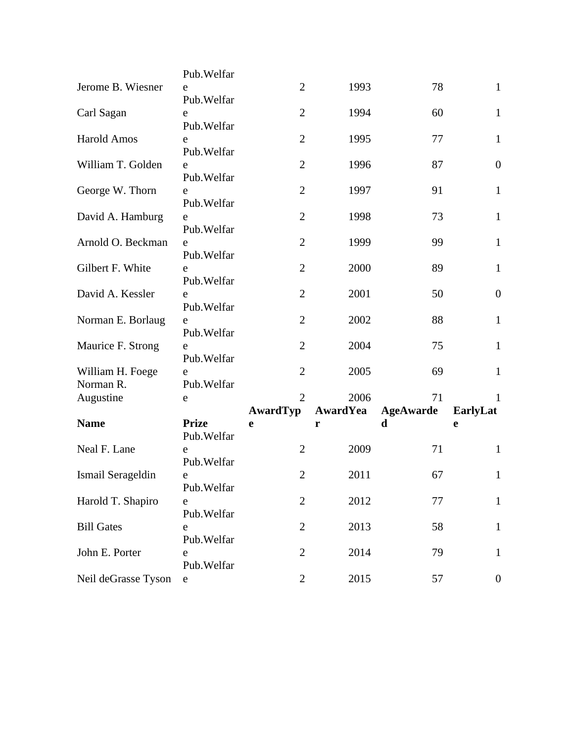| Name | Prize | AwardType | AwardYear | AgeAwarded | EarlyLate |
|---|---|---|---|---|---|
| Jerome B. Wiesner | Pub.Welfare | 2 | 1993 | 78 | 1 |
| Carl Sagan | Pub.Welfare | 2 | 1994 | 60 | 1 |
| Harold Amos | Pub.Welfare | 2 | 1995 | 77 | 1 |
| William T. Golden | Pub.Welfare | 2 | 1996 | 87 | 0 |
| George W. Thorn | Pub.Welfare | 2 | 1997 | 91 | 1 |
| David A. Hamburg | Pub.Welfare | 2 | 1998 | 73 | 1 |
| Arnold O. Beckman | Pub.Welfare | 2 | 1999 | 99 | 1 |
| Gilbert F. White | Pub.Welfare | 2 | 2000 | 89 | 1 |
| David A. Kessler | Pub.Welfare | 2 | 2001 | 50 | 0 |
| Norman E. Borlaug | Pub.Welfare | 2 | 2002 | 88 | 1 |
| Maurice F. Strong | Pub.Welfare | 2 | 2004 | 75 | 1 |
| William H. Foege | Pub.Welfare | 2 | 2005 | 69 | 1 |
| Norman R. Augustine | Pub.Welfare | 2 | 2006 | 71 | 1 |
| Neal F. Lane | Pub.Welfare | 2 | 2009 | 71 | 1 |
| Ismail Serageldin | Pub.Welfare | 2 | 2011 | 67 | 1 |
| Harold T. Shapiro | Pub.Welfare | 2 | 2012 | 77 | 1 |
| Bill Gates | Pub.Welfare | 2 | 2013 | 58 | 1 |
| John E. Porter | Pub.Welfare | 2 | 2014 | 79 | 1 |
| Neil deGrasse Tyson | Pub.Welfare | 2 | 2015 | 57 | 0 |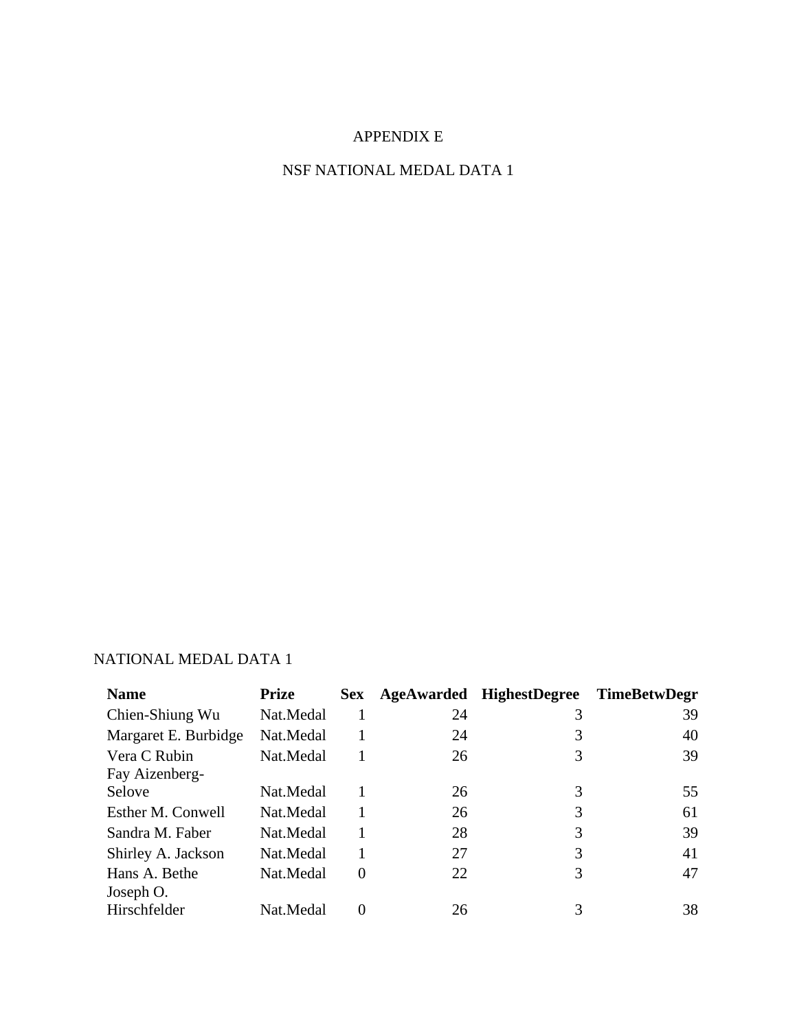# APPENDIX E

## NSF NATIONAL MEDAL DATA 1

NATIONAL MEDAL DATA 1

| Name | Prize | Sex | AgeAwarded | HighestDegree | TimeBetwDegr |
|---|---|---|---|---|---|
| Chien-Shiung Wu | Nat.Medal | 1 | 24 | 3 | 39 |
| Margaret E. Burbidge | Nat.Medal | 1 | 24 | 3 | 40 |
| Vera C Rubin | Nat.Medal | 1 | 26 | 3 | 39 |
| Fay Aizenberg-Selove | Nat.Medal | 1 | 26 | 3 | 55 |
| Esther M. Conwell | Nat.Medal | 1 | 26 | 3 | 61 |
| Sandra M. Faber | Nat.Medal | 1 | 28 | 3 | 39 |
| Shirley A. Jackson | Nat.Medal | 1 | 27 | 3 | 41 |
| Hans A. Bethe | Nat.Medal | 0 | 22 | 3 | 47 |
| Joseph O. Hirschfelder | Nat.Medal | 0 | 26 | 3 | 38 |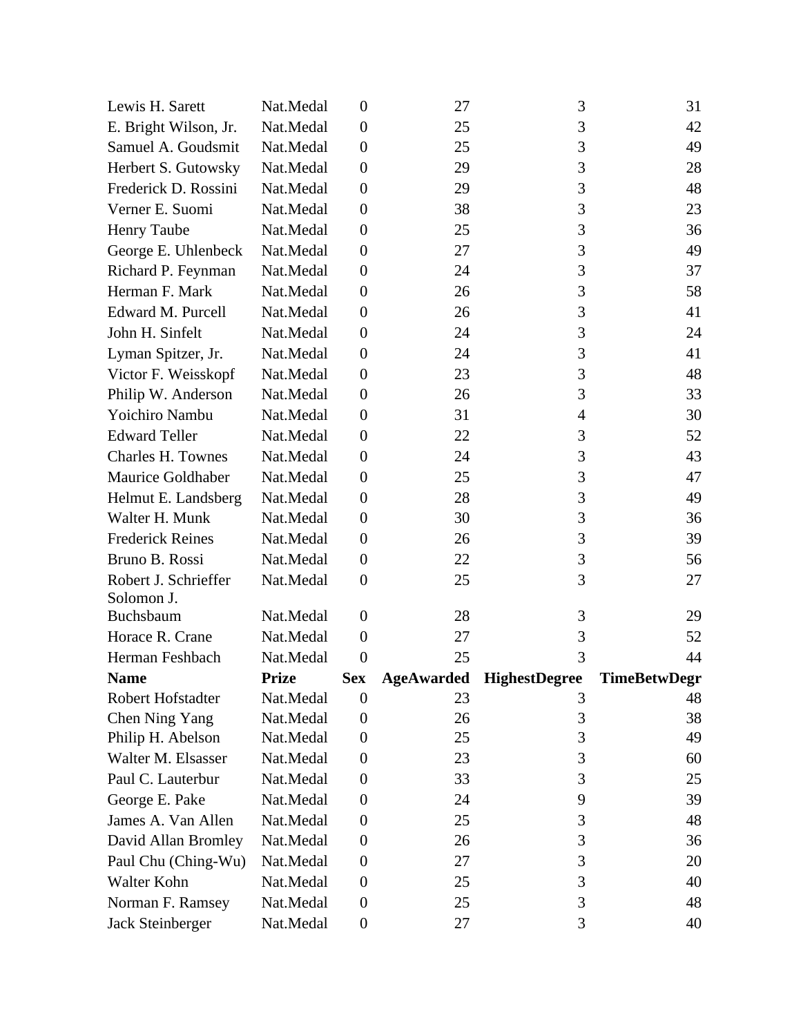| Lewis H. Sarett | Nat.Medal | 0 | 27 | 3 | 31 |
|---|---|---|---|---|---|
| E. Bright Wilson, Jr. | Nat.Medal | 0 | 25 | 3 | 42 |
| Samuel A. Goudsmit | Nat.Medal | 0 | 25 | 3 | 49 |
| Herbert S. Gutowsky | Nat.Medal | 0 | 29 | 3 | 28 |
| Frederick D. Rossini | Nat.Medal | 0 | 29 | 3 | 48 |
| Verner E. Suomi | Nat.Medal | 0 | 38 | 3 | 23 |
| Henry Taube | Nat.Medal | 0 | 25 | 3 | 36 |
| George E. Uhlenbeck | Nat.Medal | 0 | 27 | 3 | 49 |
| Richard P. Feynman | Nat.Medal | 0 | 24 | 3 | 37 |
| Herman F. Mark | Nat.Medal | 0 | 26 | 3 | 58 |
| Edward M. Purcell | Nat.Medal | 0 | 26 | 3 | 41 |
| John H. Sinfelt | Nat.Medal | 0 | 24 | 3 | 24 |
| Lyman Spitzer, Jr. | Nat.Medal | 0 | 24 | 3 | 41 |
| Victor F. Weisskopf | Nat.Medal | 0 | 23 | 3 | 48 |
| Philip W. Anderson | Nat.Medal | 0 | 26 | 3 | 33 |
| Yoichiro Nambu | Nat.Medal | 0 | 31 | 4 | 30 |
| Edward Teller | Nat.Medal | 0 | 22 | 3 | 52 |
| Charles H. Townes | Nat.Medal | 0 | 24 | 3 | 43 |
| Maurice Goldhaber | Nat.Medal | 0 | 25 | 3 | 47 |
| Helmut E. Landsberg | Nat.Medal | 0 | 28 | 3 | 49 |
| Walter H. Munk | Nat.Medal | 0 | 30 | 3 | 36 |
| Frederick Reines | Nat.Medal | 0 | 26 | 3 | 39 |
| Bruno B. Rossi | Nat.Medal | 0 | 22 | 3 | 56 |
| Robert J. Schrieffer | Nat.Medal | 0 | 25 | 3 | 27 |
| Solomon J. Buchsbaum | Nat.Medal | 0 | 28 | 3 | 29 |
| Horace R. Crane | Nat.Medal | 0 | 27 | 3 | 52 |
| Herman Feshbach | Nat.Medal | 0 | 25 | 3 | 44 |
| **Name** | **Prize** | **Sex** | **AgeAwarded** | **HighestDegree** | **TimeBetwDegr** |
| Robert Hofstadter | Nat.Medal | 0 | 23 | 3 | 48 |
| Chen Ning Yang | Nat.Medal | 0 | 26 | 3 | 38 |
| Philip H. Abelson | Nat.Medal | 0 | 25 | 3 | 49 |
| Walter M. Elsasser | Nat.Medal | 0 | 23 | 3 | 60 |
| Paul C. Lauterbur | Nat.Medal | 0 | 33 | 3 | 25 |
| George E. Pake | Nat.Medal | 0 | 24 | 9 | 39 |
| James A. Van Allen | Nat.Medal | 0 | 25 | 3 | 48 |
| David Allan Bromley | Nat.Medal | 0 | 26 | 3 | 36 |
| Paul Chu (Ching-Wu) | Nat.Medal | 0 | 27 | 3 | 20 |
| Walter Kohn | Nat.Medal | 0 | 25 | 3 | 40 |
| Norman F. Ramsey | Nat.Medal | 0 | 25 | 3 | 48 |
| Jack Steinberger | Nat.Medal | 0 | 27 | 3 | 40 |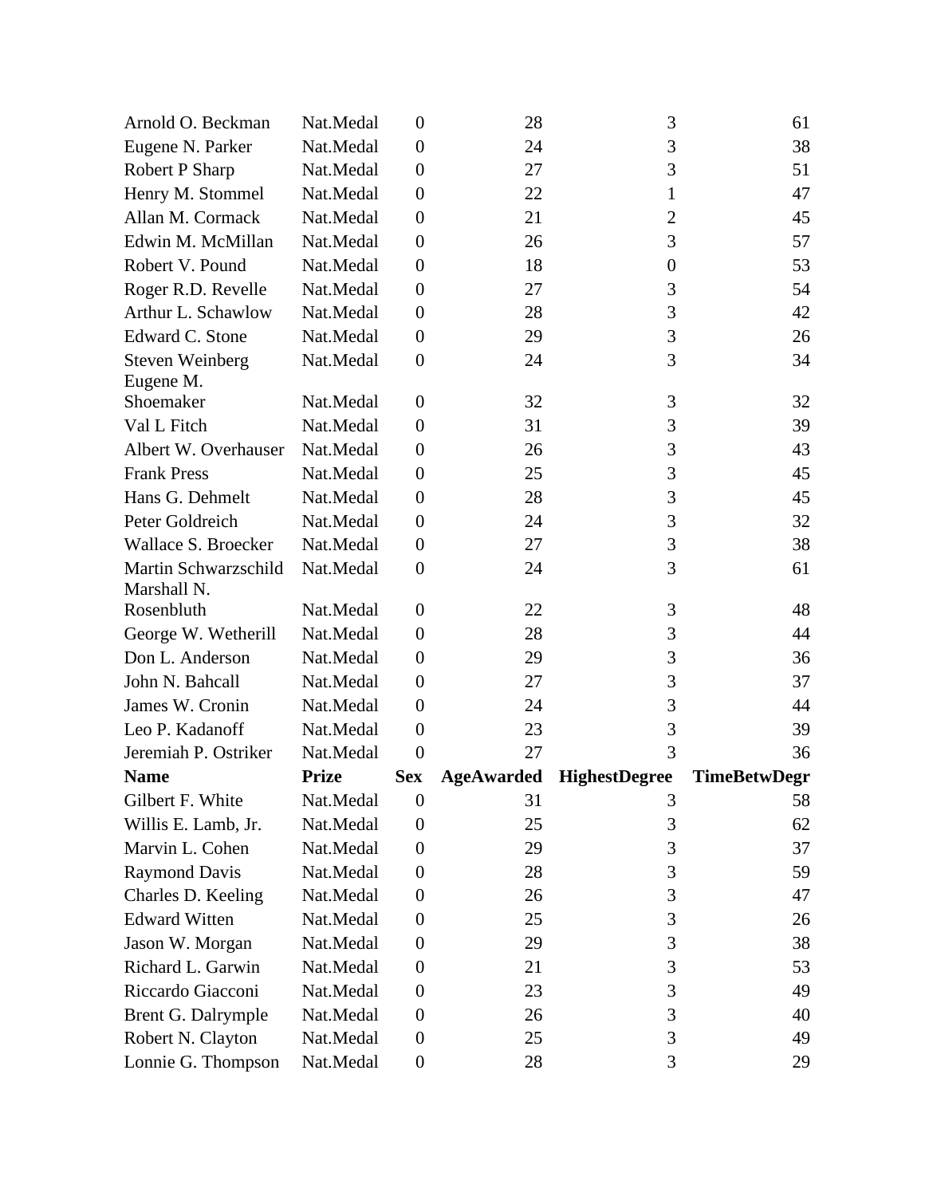| Arnold O. Beckman | Nat.Medal | 0 | 28 | 3 | 61 |
|---|---|---|---|---|---|
| Eugene N. Parker | Nat.Medal | 0 | 24 | 3 | 38 |
| Robert P Sharp | Nat.Medal | 0 | 27 | 3 | 51 |
| Henry M. Stommel | Nat.Medal | 0 | 22 | 1 | 47 |
| Allan M. Cormack | Nat.Medal | 0 | 21 | 2 | 45 |
| Edwin M. McMillan | Nat.Medal | 0 | 26 | 3 | 57 |
| Robert V. Pound | Nat.Medal | 0 | 18 | 0 | 53 |
| Roger R.D. Revelle | Nat.Medal | 0 | 27 | 3 | 54 |
| Arthur L. Schawlow | Nat.Medal | 0 | 28 | 3 | 42 |
| Edward C. Stone | Nat.Medal | 0 | 29 | 3 | 26 |
| Steven Weinberg | Nat.Medal | 0 | 24 | 3 | 34 |
| Eugene M. Shoemaker | Nat.Medal | 0 | 32 | 3 | 32 |
| Val L Fitch | Nat.Medal | 0 | 31 | 3 | 39 |
| Albert W. Overhauser | Nat.Medal | 0 | 26 | 3 | 43 |
| Frank Press | Nat.Medal | 0 | 25 | 3 | 45 |
| Hans G. Dehmelt | Nat.Medal | 0 | 28 | 3 | 45 |
| Peter Goldreich | Nat.Medal | 0 | 24 | 3 | 32 |
| Wallace S. Broecker | Nat.Medal | 0 | 27 | 3 | 38 |
| Martin Schwarzschild | Nat.Medal | 0 | 24 | 3 | 61 |
| Marshall N. Rosenbluth | Nat.Medal | 0 | 22 | 3 | 48 |
| George W. Wetherill | Nat.Medal | 0 | 28 | 3 | 44 |
| Don L. Anderson | Nat.Medal | 0 | 29 | 3 | 36 |
| John N. Bahcall | Nat.Medal | 0 | 27 | 3 | 37 |
| James W. Cronin | Nat.Medal | 0 | 24 | 3 | 44 |
| Leo P. Kadanoff | Nat.Medal | 0 | 23 | 3 | 39 |
| Jeremiah P. Ostriker | Nat.Medal | 0 | 27 | 3 | 36 |
| **Name** | **Prize** | **Sex** | **AgeAwarded** | **HighestDegree** | **TimeBetwDegr** |
| Gilbert F. White | Nat.Medal | 0 | 31 | 3 | 58 |
| Willis E. Lamb, Jr. | Nat.Medal | 0 | 25 | 3 | 62 |
| Marvin L. Cohen | Nat.Medal | 0 | 29 | 3 | 37 |
| Raymond Davis | Nat.Medal | 0 | 28 | 3 | 59 |
| Charles D. Keeling | Nat.Medal | 0 | 26 | 3 | 47 |
| Edward Witten | Nat.Medal | 0 | 25 | 3 | 26 |
| Jason W. Morgan | Nat.Medal | 0 | 29 | 3 | 38 |
| Richard L. Garwin | Nat.Medal | 0 | 21 | 3 | 53 |
| Riccardo Giacconi | Nat.Medal | 0 | 23 | 3 | 49 |
| Brent G. Dalrymple | Nat.Medal | 0 | 26 | 3 | 40 |
| Robert N. Clayton | Nat.Medal | 0 | 25 | 3 | 49 |
| Lonnie G. Thompson | Nat.Medal | 0 | 28 | 3 | 29 |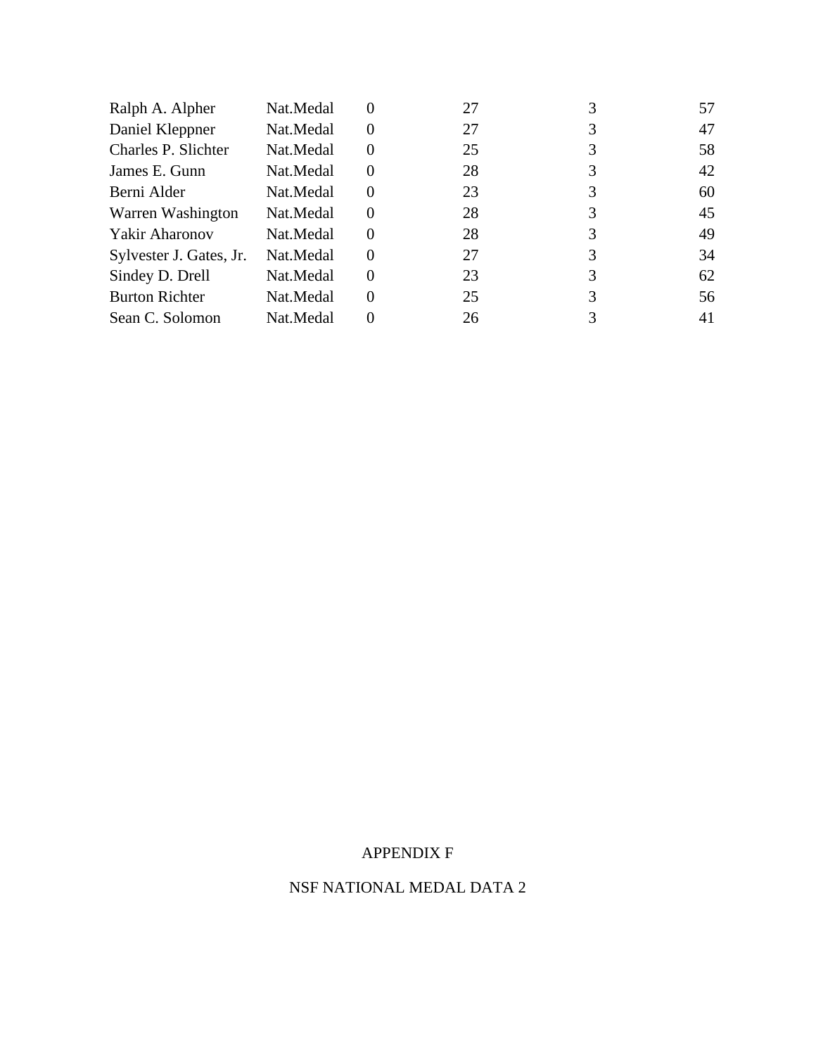| | | | | | |
|---|---|---|---|---|---|
| Ralph A. Alpher | Nat.Medal | 0 | 27 | 3 | 57 |
| Daniel Kleppner | Nat.Medal | 0 | 27 | 3 | 47 |
| Charles P. Slichter | Nat.Medal | 0 | 25 | 3 | 58 |
| James E. Gunn | Nat.Medal | 0 | 28 | 3 | 42 |
| Berni Alder | Nat.Medal | 0 | 23 | 3 | 60 |
| Warren Washington | Nat.Medal | 0 | 28 | 3 | 45 |
| Yakir Aharonov | Nat.Medal | 0 | 28 | 3 | 49 |
| Sylvester J. Gates, Jr. | Nat.Medal | 0 | 27 | 3 | 34 |
| Sindey D. Drell | Nat.Medal | 0 | 23 | 3 | 62 |
| Burton Richter | Nat.Medal | 0 | 25 | 3 | 56 |
| Sean C. Solomon | Nat.Medal | 0 | 26 | 3 | 41 |

APPENDIX F

NSF NATIONAL MEDAL DATA 2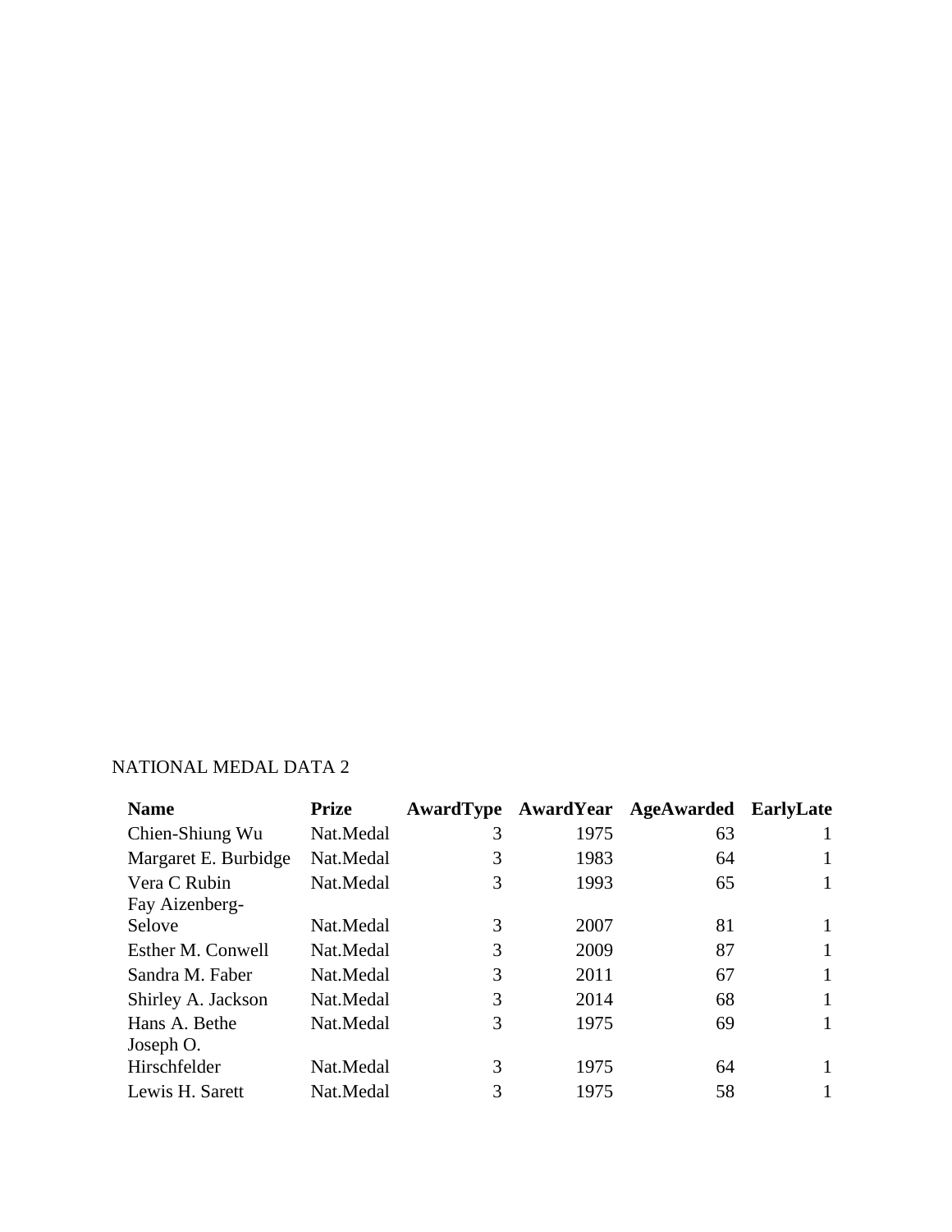NATIONAL MEDAL DATA 2

| Name | Prize | AwardType | AwardYear | AgeAwarded | EarlyLate |
|---|---|---|---|---|---|
| Chien-Shiung Wu | Nat.Medal | 3 | 1975 | 63 | 1 |
| Margaret E. Burbidge | Nat.Medal | 3 | 1983 | 64 | 1 |
| Vera C Rubin | Nat.Medal | 3 | 1993 | 65 | 1 |
| Fay Aizenberg-Selove | Nat.Medal | 3 | 2007 | 81 | 1 |
| Esther M. Conwell | Nat.Medal | 3 | 2009 | 87 | 1 |
| Sandra M. Faber | Nat.Medal | 3 | 2011 | 67 | 1 |
| Shirley A. Jackson | Nat.Medal | 3 | 2014 | 68 | 1 |
| Hans A. Bethe | Nat.Medal | 3 | 1975 | 69 | 1 |
| Joseph O. Hirschfelder | Nat.Medal | 3 | 1975 | 64 | 1 |
| Lewis H. Sarett | Nat.Medal | 3 | 1975 | 58 | 1 |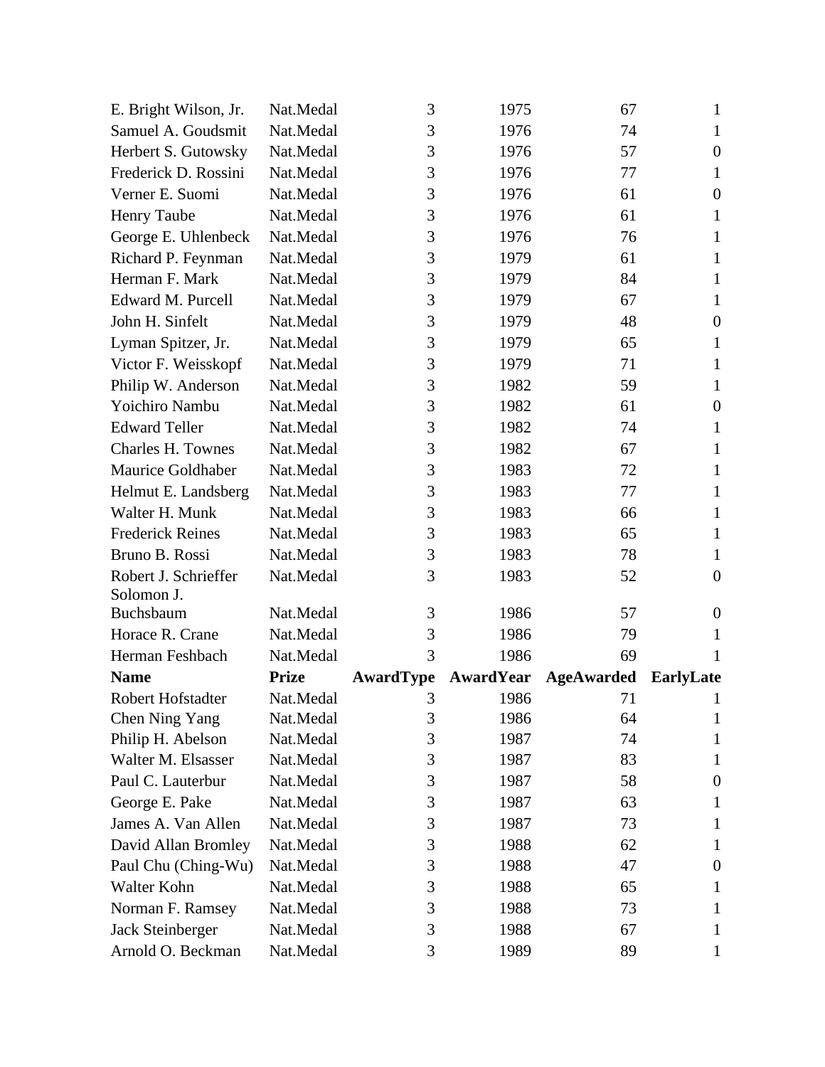| E. Bright Wilson, Jr. | Nat.Medal | 3 | 1975 | 67 | 1 |
|---|---|---|---|---|---|
| Samuel A. Goudsmit | Nat.Medal | 3 | 1976 | 74 | 1 |
| Herbert S. Gutowsky | Nat.Medal | 3 | 1976 | 57 | 0 |
| Frederick D. Rossini | Nat.Medal | 3 | 1976 | 77 | 1 |
| Verner E. Suomi | Nat.Medal | 3 | 1976 | 61 | 0 |
| Henry Taube | Nat.Medal | 3 | 1976 | 61 | 1 |
| George E. Uhlenbeck | Nat.Medal | 3 | 1976 | 76 | 1 |
| Richard P. Feynman | Nat.Medal | 3 | 1979 | 61 | 1 |
| Herman F. Mark | Nat.Medal | 3 | 1979 | 84 | 1 |
| Edward M. Purcell | Nat.Medal | 3 | 1979 | 67 | 1 |
| John H. Sinfelt | Nat.Medal | 3 | 1979 | 48 | 0 |
| Lyman Spitzer, Jr. | Nat.Medal | 3 | 1979 | 65 | 1 |
| Victor F. Weisskopf | Nat.Medal | 3 | 1979 | 71 | 1 |
| Philip W. Anderson | Nat.Medal | 3 | 1982 | 59 | 1 |
| Yoichiro Nambu | Nat.Medal | 3 | 1982 | 61 | 0 |
| Edward Teller | Nat.Medal | 3 | 1982 | 74 | 1 |
| Charles H. Townes | Nat.Medal | 3 | 1982 | 67 | 1 |
| Maurice Goldhaber | Nat.Medal | 3 | 1983 | 72 | 1 |
| Helmut E. Landsberg | Nat.Medal | 3 | 1983 | 77 | 1 |
| Walter H. Munk | Nat.Medal | 3 | 1983 | 66 | 1 |
| Frederick Reines | Nat.Medal | 3 | 1983 | 65 | 1 |
| Bruno B. Rossi | Nat.Medal | 3 | 1983 | 78 | 1 |
| Robert J. Schrieffer | Nat.Medal | 3 | 1983 | 52 | 0 |
| Solomon J. Buchsbaum | Nat.Medal | 3 | 1986 | 57 | 0 |
| Horace R. Crane | Nat.Medal | 3 | 1986 | 79 | 1 |
| Herman Feshbach | Nat.Medal | 3 | 1986 | 69 | 1 |
| **Name** | **Prize** | **AwardType** | **AwardYear** | **AgeAwarded** | **EarlyLate** |
| Robert Hofstadter | Nat.Medal | 3 | 1986 | 71 | 1 |
| Chen Ning Yang | Nat.Medal | 3 | 1986 | 64 | 1 |
| Philip H. Abelson | Nat.Medal | 3 | 1987 | 74 | 1 |
| Walter M. Elsasser | Nat.Medal | 3 | 1987 | 83 | 1 |
| Paul C. Lauterbur | Nat.Medal | 3 | 1987 | 58 | 0 |
| George E. Pake | Nat.Medal | 3 | 1987 | 63 | 1 |
| James A. Van Allen | Nat.Medal | 3 | 1987 | 73 | 1 |
| David Allan Bromley | Nat.Medal | 3 | 1988 | 62 | 1 |
| Paul Chu (Ching-Wu) | Nat.Medal | 3 | 1988 | 47 | 0 |
| Walter Kohn | Nat.Medal | 3 | 1988 | 65 | 1 |
| Norman F. Ramsey | Nat.Medal | 3 | 1988 | 73 | 1 |
| Jack Steinberger | Nat.Medal | 3 | 1988 | 67 | 1 |
| Arnold O. Beckman | Nat.Medal | 3 | 1989 | 89 | 1 |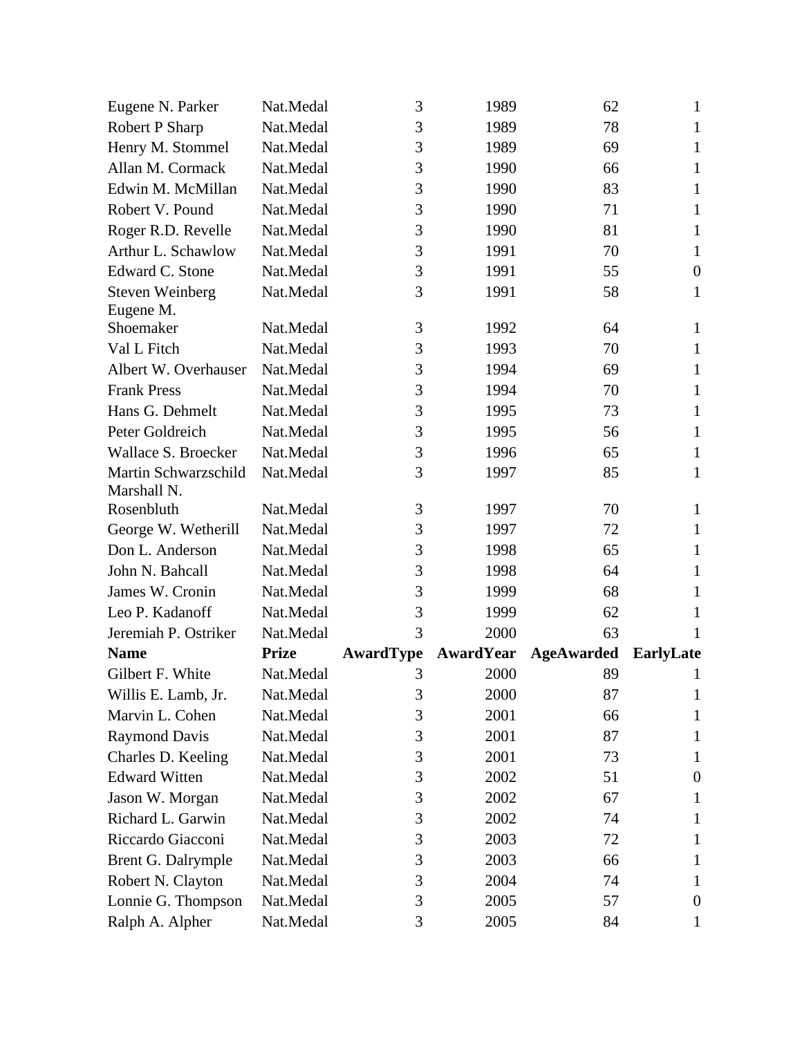| | | | | | |
|---|---|---|---|---|---|
| Eugene N. Parker | Nat.Medal | 3 | 1989 | 62 | 1 |
| Robert P Sharp | Nat.Medal | 3 | 1989 | 78 | 1 |
| Henry M. Stommel | Nat.Medal | 3 | 1989 | 69 | 1 |
| Allan M. Cormack | Nat.Medal | 3 | 1990 | 66 | 1 |
| Edwin M. McMillan | Nat.Medal | 3 | 1990 | 83 | 1 |
| Robert V. Pound | Nat.Medal | 3 | 1990 | 71 | 1 |
| Roger R.D. Revelle | Nat.Medal | 3 | 1990 | 81 | 1 |
| Arthur L. Schawlow | Nat.Medal | 3 | 1991 | 70 | 1 |
| Edward C. Stone | Nat.Medal | 3 | 1991 | 55 | 0 |
| Steven Weinberg | Nat.Medal | 3 | 1991 | 58 | 1 |
| Eugene M. Shoemaker | Nat.Medal | 3 | 1992 | 64 | 1 |
| Val L Fitch | Nat.Medal | 3 | 1993 | 70 | 1 |
| Albert W. Overhauser | Nat.Medal | 3 | 1994 | 69 | 1 |
| Frank Press | Nat.Medal | 3 | 1994 | 70 | 1 |
| Hans G. Dehmelt | Nat.Medal | 3 | 1995 | 73 | 1 |
| Peter Goldreich | Nat.Medal | 3 | 1995 | 56 | 1 |
| Wallace S. Broecker | Nat.Medal | 3 | 1996 | 65 | 1 |
| Martin Schwarzschild | Nat.Medal | 3 | 1997 | 85 | 1 |
| Marshall N. Rosenbluth | Nat.Medal | 3 | 1997 | 70 | 1 |
| George W. Wetherill | Nat.Medal | 3 | 1997 | 72 | 1 |
| Don L. Anderson | Nat.Medal | 3 | 1998 | 65 | 1 |
| John N. Bahcall | Nat.Medal | 3 | 1998 | 64 | 1 |
| James W. Cronin | Nat.Medal | 3 | 1999 | 68 | 1 |
| Leo P. Kadanoff | Nat.Medal | 3 | 1999 | 62 | 1 |
| Jeremiah P. Ostriker | Nat.Medal | 3 | 2000 | 63 | 1 |
| **Name** | **Prize** | **AwardType** | **AwardYear** | **AgeAwarded** | **EarlyLate** |
| Gilbert F. White | Nat.Medal | 3 | 2000 | 89 | 1 |
| Willis E. Lamb, Jr. | Nat.Medal | 3 | 2000 | 87 | 1 |
| Marvin L. Cohen | Nat.Medal | 3 | 2001 | 66 | 1 |
| Raymond Davis | Nat.Medal | 3 | 2001 | 87 | 1 |
| Charles D. Keeling | Nat.Medal | 3 | 2001 | 73 | 1 |
| Edward Witten | Nat.Medal | 3 | 2002 | 51 | 0 |
| Jason W. Morgan | Nat.Medal | 3 | 2002 | 67 | 1 |
| Richard L. Garwin | Nat.Medal | 3 | 2002 | 74 | 1 |
| Riccardo Giacconi | Nat.Medal | 3 | 2003 | 72 | 1 |
| Brent G. Dalrymple | Nat.Medal | 3 | 2003 | 66 | 1 |
| Robert N. Clayton | Nat.Medal | 3 | 2004 | 74 | 1 |
| Lonnie G. Thompson | Nat.Medal | 3 | 2005 | 57 | 0 |
| Ralph A. Alpher | Nat.Medal | 3 | 2005 | 84 | 1 |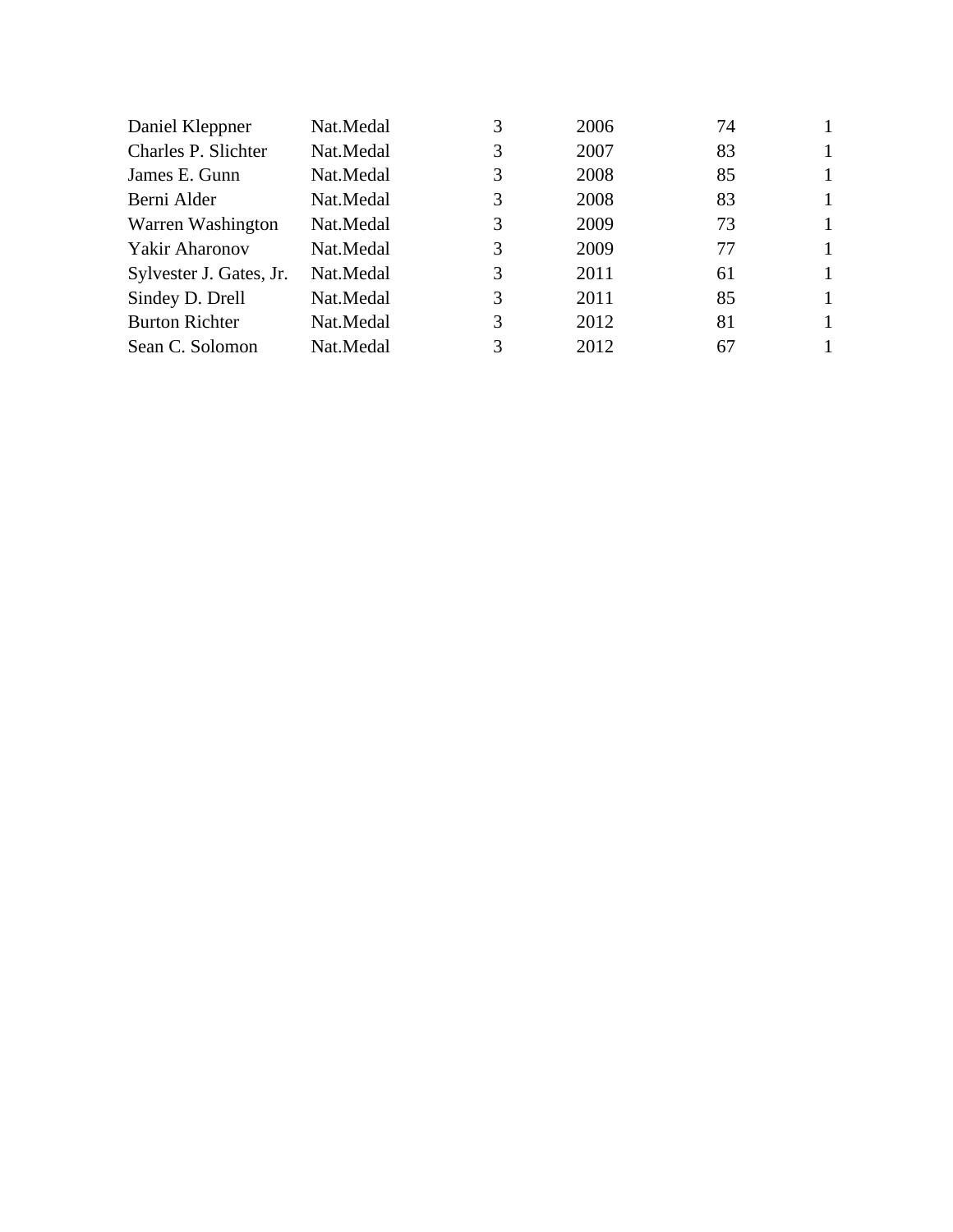| | | | | | |
|---|---|---|---|---|---|
| Daniel Kleppner | Nat.Medal | 3 | 2006 | 74 | 1 |
| Charles P. Slichter | Nat.Medal | 3 | 2007 | 83 | 1 |
| James E. Gunn | Nat.Medal | 3 | 2008 | 85 | 1 |
| Berni Alder | Nat.Medal | 3 | 2008 | 83 | 1 |
| Warren Washington | Nat.Medal | 3 | 2009 | 73 | 1 |
| Yakir Aharonov | Nat.Medal | 3 | 2009 | 77 | 1 |
| Sylvester J. Gates, Jr. | Nat.Medal | 3 | 2011 | 61 | 1 |
| Sindey D. Drell | Nat.Medal | 3 | 2011 | 85 | 1 |
| Burton Richter | Nat.Medal | 3 | 2012 | 81 | 1 |
| Sean C. Solomon | Nat.Medal | 3 | 2012 | 67 | 1 |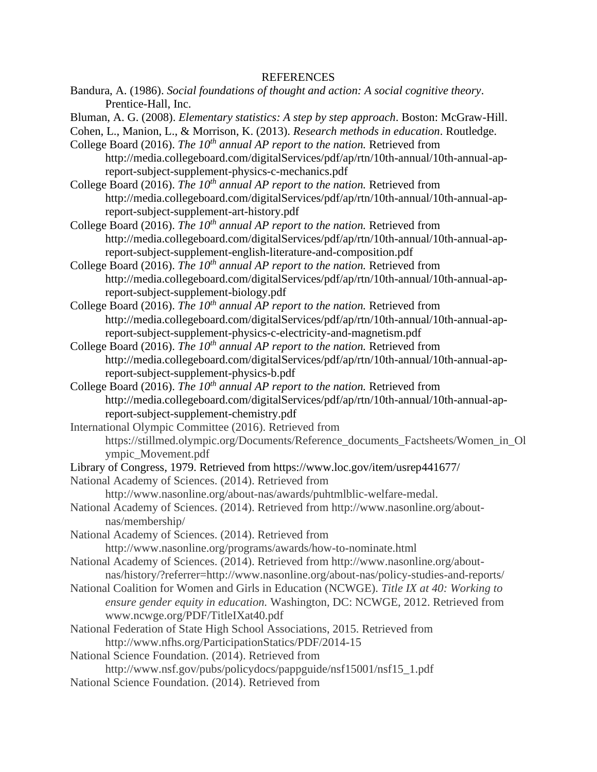# REFERENCES

Bandura, A. (1986). *Social foundations of thought and action: A social cognitive theory*. Prentice-Hall, Inc.

Bluman, A. G. (2008). *Elementary statistics: A step by step approach*. Boston: McGraw-Hill.

Cohen, L., Manion, L., & Morrison, K. (2013). *Research methods in education*. Routledge.

College Board (2016). *The 10th annual AP report to the nation.* Retrieved from http://media.collegeboard.com/digitalServices/pdf/ap/rtn/10th-annual/10th-annual-ap-report-subject-supplement-physics-c-mechanics.pdf

College Board (2016). *The 10th annual AP report to the nation.* Retrieved from http://media.collegeboard.com/digitalServices/pdf/ap/rtn/10th-annual/10th-annual-ap-report-subject-supplement-art-history.pdf

College Board (2016). *The 10th annual AP report to the nation.* Retrieved from http://media.collegeboard.com/digitalServices/pdf/ap/rtn/10th-annual/10th-annual-ap-report-subject-supplement-english-literature-and-composition.pdf

College Board (2016). *The 10th annual AP report to the nation.* Retrieved from http://media.collegeboard.com/digitalServices/pdf/ap/rtn/10th-annual/10th-annual-ap-report-subject-supplement-biology.pdf

College Board (2016). *The 10th annual AP report to the nation.* Retrieved from http://media.collegeboard.com/digitalServices/pdf/ap/rtn/10th-annual/10th-annual-ap-report-subject-supplement-physics-c-electricity-and-magnetism.pdf

College Board (2016). *The 10th annual AP report to the nation.* Retrieved from http://media.collegeboard.com/digitalServices/pdf/ap/rtn/10th-annual/10th-annual-ap-report-subject-supplement-physics-b.pdf

College Board (2016). *The 10th annual AP report to the nation.* Retrieved from http://media.collegeboard.com/digitalServices/pdf/ap/rtn/10th-annual/10th-annual-ap-report-subject-supplement-chemistry.pdf

International Olympic Committee (2016). Retrieved from https://stillmed.olympic.org/Documents/Reference_documents_Factsheets/Women_in_Olympic_Movement.pdf

Library of Congress, 1979. Retrieved from https://www.loc.gov/item/usrep441677/

National Academy of Sciences. (2014). Retrieved from http://www.nasonline.org/about-nas/awards/puhtmlblic-welfare-medal.

National Academy of Sciences. (2014). Retrieved from http://www.nasonline.org/about-nas/membership/

National Academy of Sciences. (2014). Retrieved from http://www.nasonline.org/programs/awards/how-to-nominate.html

National Academy of Sciences. (2014). Retrieved from http://www.nasonline.org/about-nas/history/?referrer=http://www.nasonline.org/about-nas/policy-studies-and-reports/

National Coalition for Women and Girls in Education (NCWGE). *Title IX at 40: Working to ensure gender equity in education.* Washington, DC: NCWGE, 2012. Retrieved from www.ncwge.org/PDF/TitleIXat40.pdf

National Federation of State High School Associations, 2015. Retrieved from http://www.nfhs.org/ParticipationStatics/PDF/2014-15

National Science Foundation. (2014). Retrieved from http://www.nsf.gov/pubs/policydocs/pappguide/nsf15001/nsf15_1.pdf

National Science Foundation. (2014). Retrieved from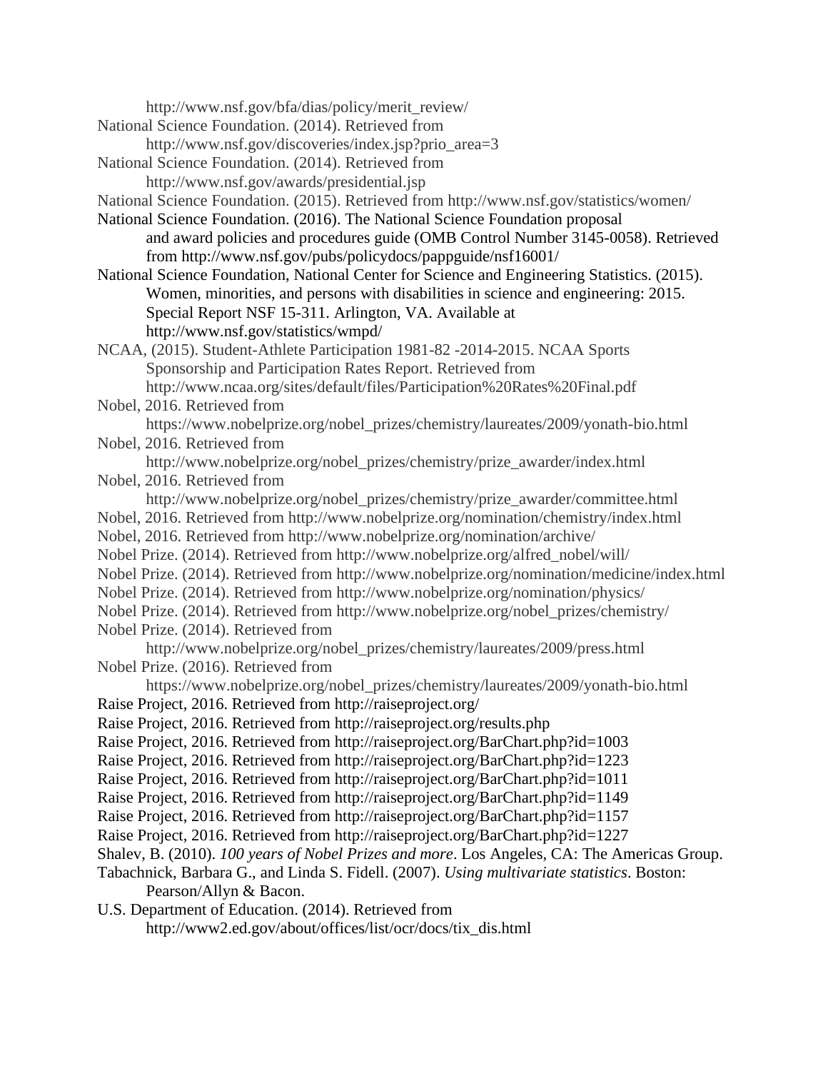http://www.nsf.gov/bfa/dias/policy/merit_review/

National Science Foundation. (2014). Retrieved from http://www.nsf.gov/discoveries/index.jsp?prio_area=3

National Science Foundation. (2014). Retrieved from http://www.nsf.gov/awards/presidential.jsp

National Science Foundation. (2015). Retrieved from http://www.nsf.gov/statistics/women/

National Science Foundation. (2016). The National Science Foundation proposal and award policies and procedures guide (OMB Control Number 3145-0058). Retrieved from http://www.nsf.gov/pubs/policydocs/pappguide/nsf16001/

National Science Foundation, National Center for Science and Engineering Statistics. (2015). Women, minorities, and persons with disabilities in science and engineering: 2015. Special Report NSF 15-311. Arlington, VA. Available at http://www.nsf.gov/statistics/wmpd/

NCAA, (2015). Student-Athlete Participation 1981-82 -2014-2015. NCAA Sports Sponsorship and Participation Rates Report. Retrieved from http://www.ncaa.org/sites/default/files/Participation%20Rates%20Final.pdf

Nobel, 2016. Retrieved from https://www.nobelprize.org/nobel_prizes/chemistry/laureates/2009/yonath-bio.html

Nobel, 2016. Retrieved from http://www.nobelprize.org/nobel_prizes/chemistry/prize_awarder/index.html

Nobel, 2016. Retrieved from http://www.nobelprize.org/nobel_prizes/chemistry/prize_awarder/committee.html

Nobel, 2016. Retrieved from http://www.nobelprize.org/nomination/chemistry/index.html

Nobel, 2016. Retrieved from http://www.nobelprize.org/nomination/archive/

Nobel Prize. (2014). Retrieved from http://www.nobelprize.org/alfred_nobel/will/

Nobel Prize. (2014). Retrieved from http://www.nobelprize.org/nomination/medicine/index.html

Nobel Prize. (2014). Retrieved from http://www.nobelprize.org/nomination/physics/

Nobel Prize. (2014). Retrieved from http://www.nobelprize.org/nobel_prizes/chemistry/

Nobel Prize. (2014). Retrieved from http://www.nobelprize.org/nobel_prizes/chemistry/laureates/2009/press.html

Nobel Prize. (2016). Retrieved from https://www.nobelprize.org/nobel_prizes/chemistry/laureates/2009/yonath-bio.html

Raise Project, 2016. Retrieved from http://raiseproject.org/

Raise Project, 2016. Retrieved from http://raiseproject.org/results.php

Raise Project, 2016. Retrieved from http://raiseproject.org/BarChart.php?id=1003

Raise Project, 2016. Retrieved from http://raiseproject.org/BarChart.php?id=1223

Raise Project, 2016. Retrieved from http://raiseproject.org/BarChart.php?id=1011

Raise Project, 2016. Retrieved from http://raiseproject.org/BarChart.php?id=1149

Raise Project, 2016. Retrieved from http://raiseproject.org/BarChart.php?id=1157

Raise Project, 2016. Retrieved from http://raiseproject.org/BarChart.php?id=1227

Shalev, B. (2010). *100 years of Nobel Prizes and more*. Los Angeles, CA: The Americas Group.

Tabachnick, Barbara G., and Linda S. Fidell. (2007). *Using multivariate statistics*. Boston: Pearson/Allyn & Bacon.

U.S. Department of Education. (2014). Retrieved from http://www2.ed.gov/about/offices/list/ocr/docs/tix_dis.html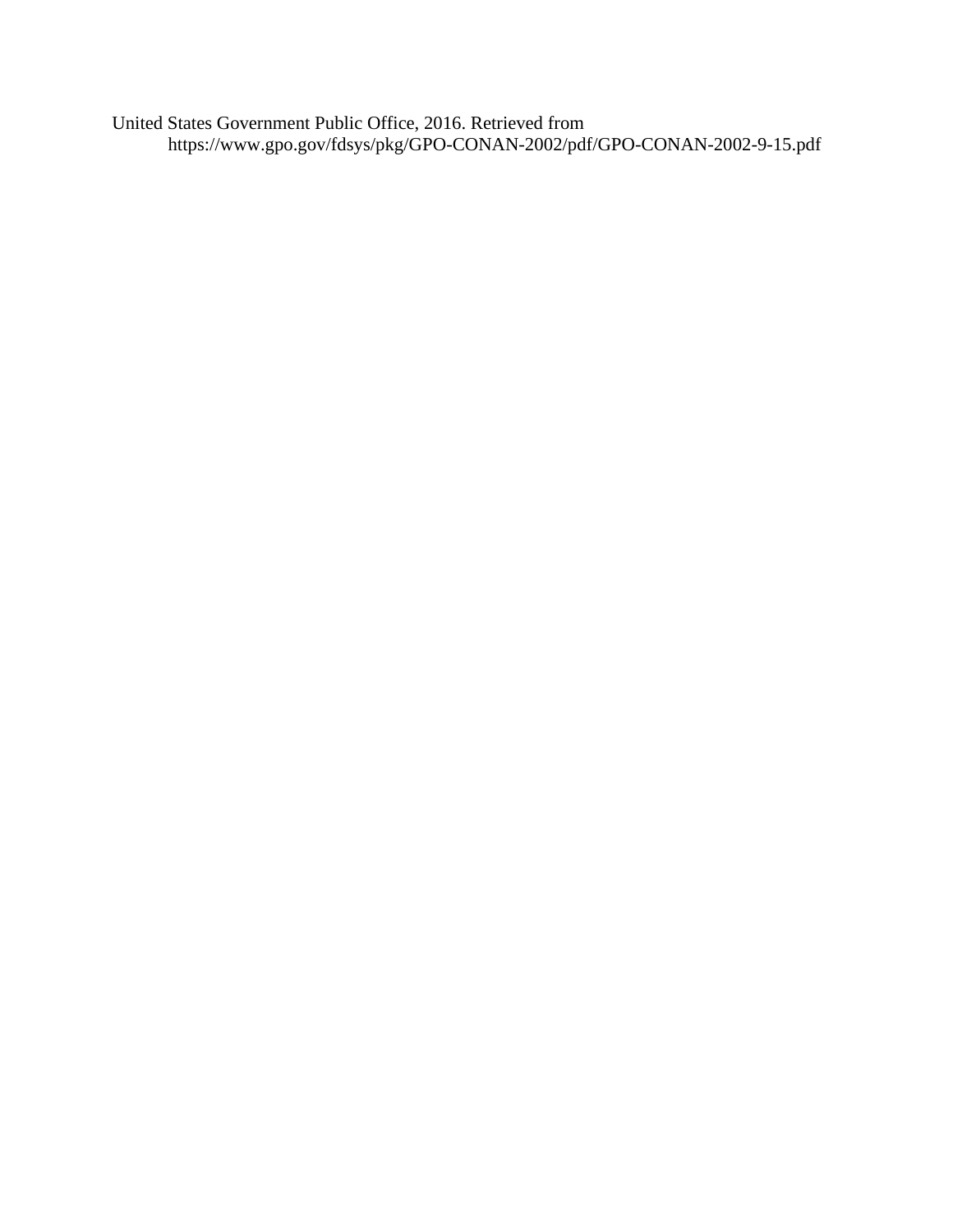United States Government Public Office, 2016. Retrieved from https://www.gpo.gov/fdsys/pkg/GPO-CONAN-2002/pdf/GPO-CONAN-2002-9-15.pdf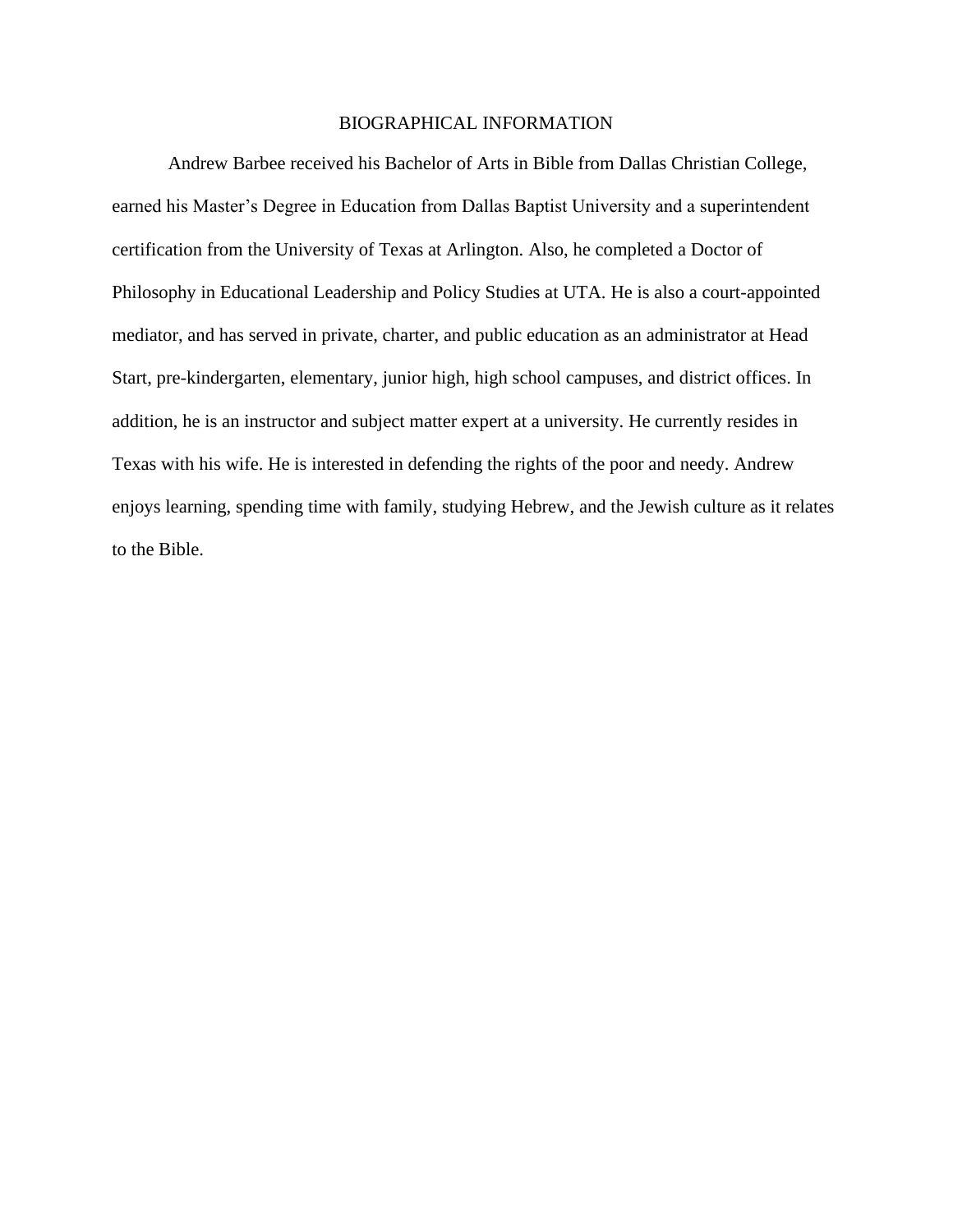# BIOGRAPHICAL INFORMATION

Andrew Barbee received his Bachelor of Arts in Bible from Dallas Christian College, earned his Master's Degree in Education from Dallas Baptist University and a superintendent certification from the University of Texas at Arlington. Also, he completed a Doctor of Philosophy in Educational Leadership and Policy Studies at UTA. He is also a court-appointed mediator, and has served in private, charter, and public education as an administrator at Head Start, pre-kindergarten, elementary, junior high, high school campuses, and district offices. In addition, he is an instructor and subject matter expert at a university. He currently resides in Texas with his wife. He is interested in defending the rights of the poor and needy. Andrew enjoys learning, spending time with family, studying Hebrew, and the Jewish culture as it relates to the Bible.